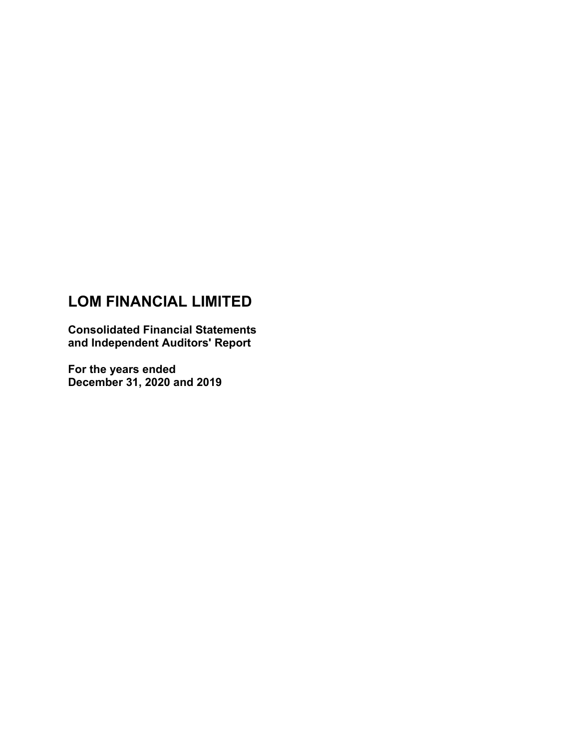# LOM FINANCIAL LIMITED

**Consolidated Financial Statements and Independent Auditors' Report**

**For the years ended December 31, 2020 and 2019**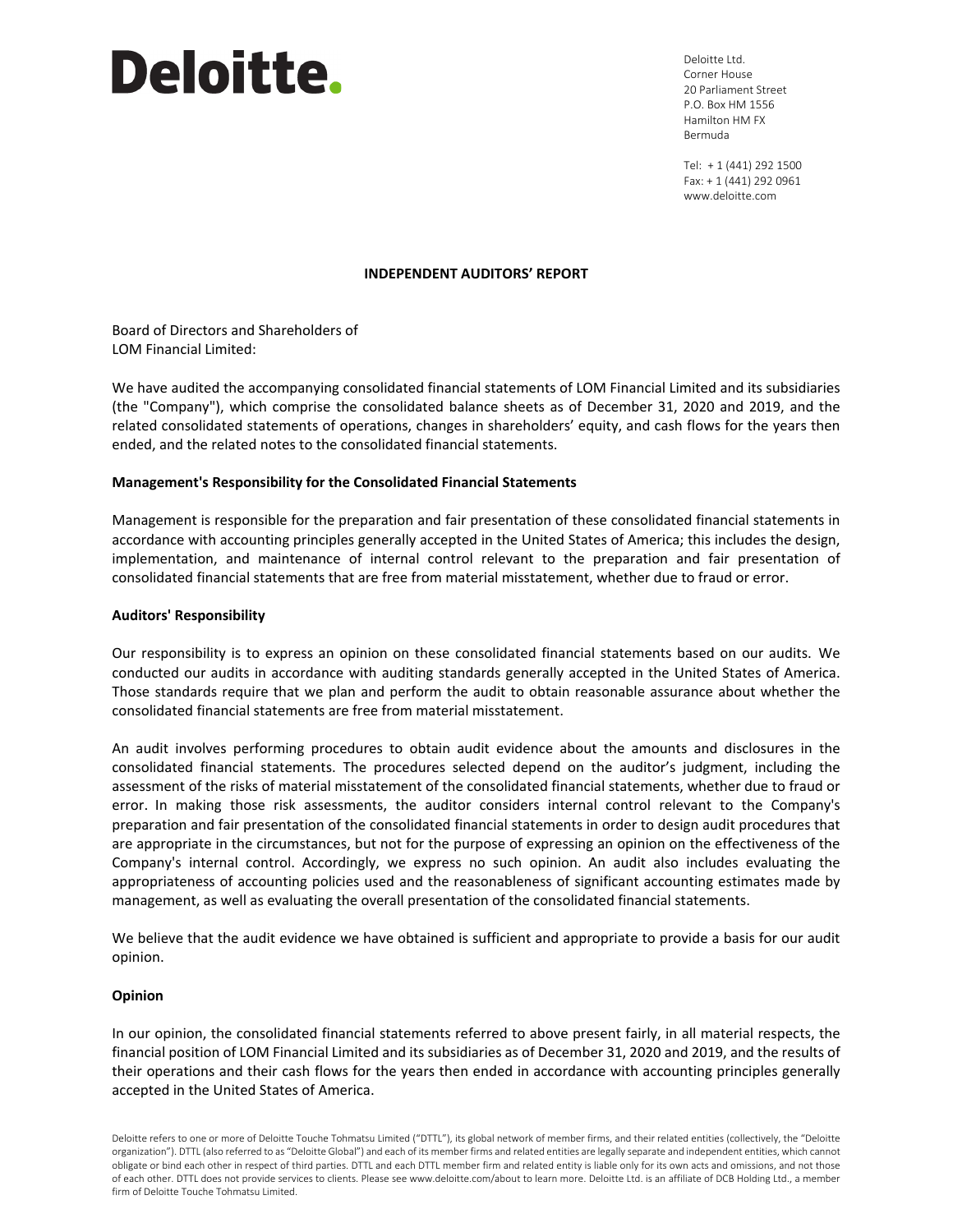Deloitte.

Deloitte Ltd.
Corner House
20 Parliament Street
P.O. Box HM 1556
Hamilton HM FX
Bermuda

Tel: + 1 (441) 292 1500
Fax: + 1 (441) 292 0961
www.deloitte.com

**INDEPENDENT AUDITORS' REPORT**

Board of Directors and Shareholders of
LOM Financial Limited:

We have audited the accompanying consolidated financial statements of LOM Financial Limited and its subsidiaries (the "Company"), which comprise the consolidated balance sheets as of December 31, 2020 and 2019, and the related consolidated statements of operations, changes in shareholders' equity, and cash flows for the years then ended, and the related notes to the consolidated financial statements.

**Management's Responsibility for the Consolidated Financial Statements**

Management is responsible for the preparation and fair presentation of these consolidated financial statements in accordance with accounting principles generally accepted in the United States of America; this includes the design, implementation, and maintenance of internal control relevant to the preparation and fair presentation of consolidated financial statements that are free from material misstatement, whether due to fraud or error.

**Auditors' Responsibility**

Our responsibility is to express an opinion on these consolidated financial statements based on our audits. We conducted our audits in accordance with auditing standards generally accepted in the United States of America. Those standards require that we plan and perform the audit to obtain reasonable assurance about whether the consolidated financial statements are free from material misstatement.

An audit involves performing procedures to obtain audit evidence about the amounts and disclosures in the consolidated financial statements. The procedures selected depend on the auditor's judgment, including the assessment of the risks of material misstatement of the consolidated financial statements, whether due to fraud or error. In making those risk assessments, the auditor considers internal control relevant to the Company's preparation and fair presentation of the consolidated financial statements in order to design audit procedures that are appropriate in the circumstances, but not for the purpose of expressing an opinion on the effectiveness of the Company's internal control. Accordingly, we express no such opinion. An audit also includes evaluating the appropriateness of accounting policies used and the reasonableness of significant accounting estimates made by management, as well as evaluating the overall presentation of the consolidated financial statements.

We believe that the audit evidence we have obtained is sufficient and appropriate to provide a basis for our audit opinion.

**Opinion**

In our opinion, the consolidated financial statements referred to above present fairly, in all material respects, the financial position of LOM Financial Limited and its subsidiaries as of December 31, 2020 and 2019, and the results of their operations and their cash flows for the years then ended in accordance with accounting principles generally accepted in the United States of America.

Deloitte refers to one or more of Deloitte Touche Tohmatsu Limited ("DTTL"), its global network of member firms, and their related entities (collectively, the "Deloitte organization"). DTTL (also referred to as "Deloitte Global") and each of its member firms and related entities are legally separate and independent entities, which cannot obligate or bind each other in respect of third parties. DTTL and each DTTL member firm and related entity is liable only for its own acts and omissions, and not those of each other. DTTL does not provide services to clients. Please see www.deloitte.com/about to learn more. Deloitte Ltd. is an affiliate of DCB Holding Ltd., a member firm of Deloitte Touche Tohmatsu Limited.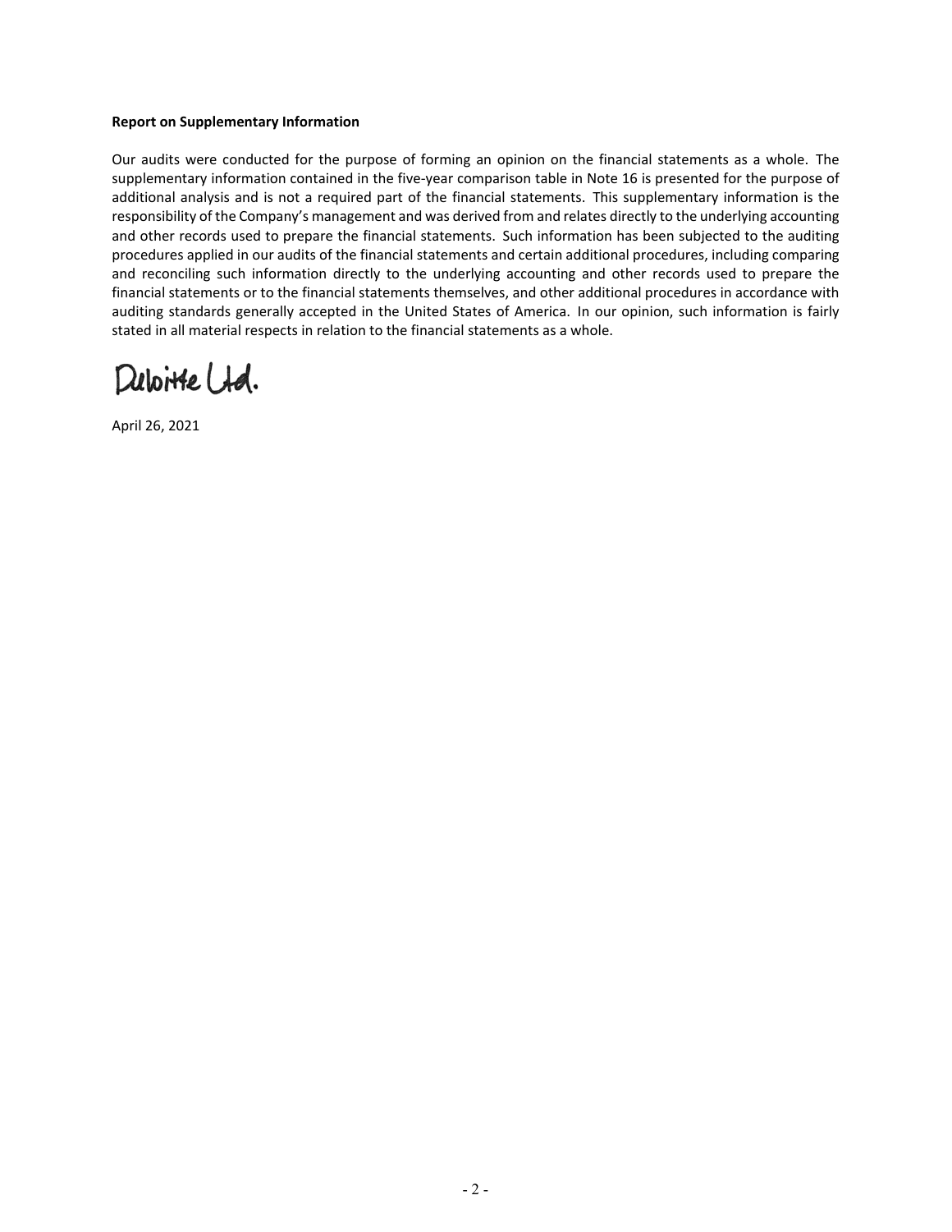**Report on Supplementary Information**

Our audits were conducted for the purpose of forming an opinion on the financial statements as a whole. The supplementary information contained in the five-year comparison table in Note 16 is presented for the purpose of additional analysis and is not a required part of the financial statements. This supplementary information is the responsibility of the Company's management and was derived from and relates directly to the underlying accounting and other records used to prepare the financial statements. Such information has been subjected to the auditing procedures applied in our audits of the financial statements and certain additional procedures, including comparing and reconciling such information directly to the underlying accounting and other records used to prepare the financial statements or to the financial statements themselves, and other additional procedures in accordance with auditing standards generally accepted in the United States of America. In our opinion, such information is fairly stated in all material respects in relation to the financial statements as a whole.

Deloitte Ltd.

April 26, 2021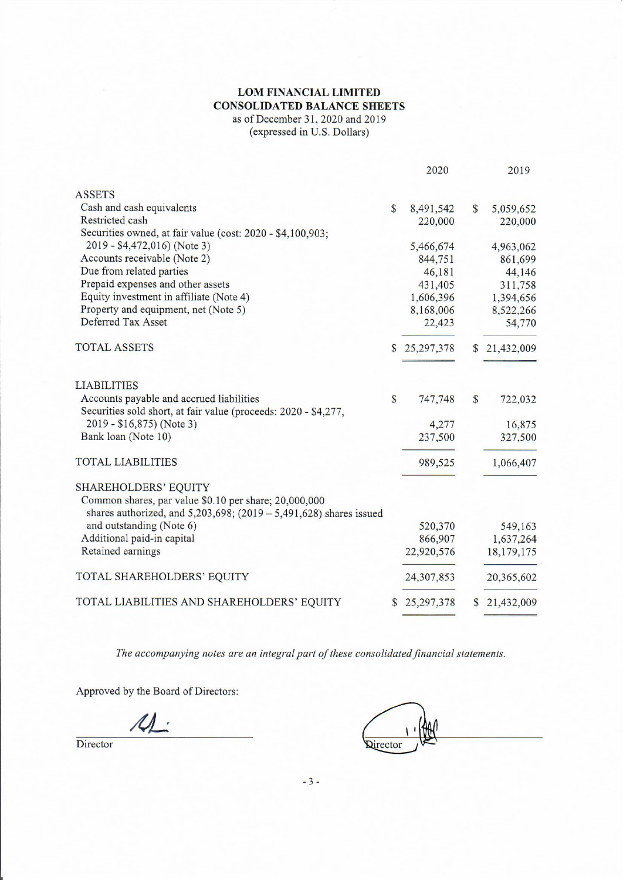# LOM FINANCIAL LIMITED
## CONSOLIDATED BALANCE SHEETS
as of December 31, 2020 and 2019
(expressed in U.S. Dollars)

| | 2020 | 2019 |
|---|---|---|
| **ASSETS** | | |
| Cash and cash equivalents | $ 8,491,542 | $ 5,059,652 |
| Restricted cash | 220,000 | 220,000 |
| Securities owned, at fair value (cost: 2020 - $4,100,903; 2019 - $4,472,016) (Note 3) | 5,466,674 | 4,963,062 |
| Accounts receivable (Note 2) | 844,751 | 861,699 |
| Due from related parties | 46,181 | 44,146 |
| Prepaid expenses and other assets | 431,405 | 311,758 |
| Equity investment in affiliate (Note 4) | 1,606,396 | 1,394,656 |
| Property and equipment, net (Note 5) | 8,168,006 | 8,522,266 |
| Deferred Tax Asset | 22,423 | 54,770 |
| TOTAL ASSETS | $ 25,297,378 | $ 21,432,009 |
| **LIABILITIES** | | |
| Accounts payable and accrued liabilities | $ 747,748 | $ 722,032 |
| Securities sold short, at fair value (proceeds: 2020 - $4,277, 2019 - $16,875) (Note 3) | 4,277 | 16,875 |
| Bank loan (Note 10) | 237,500 | 327,500 |
| TOTAL LIABILITIES | 989,525 | 1,066,407 |
| **SHAREHOLDERS' EQUITY** | | |
| Common shares, par value $0.10 per share; 20,000,000 shares authorized, and 5,203,698; (2019 – 5,491,628) shares issued and outstanding (Note 6) | 520,370 | 549,163 |
| Additional paid-in capital | 866,907 | 1,637,264 |
| Retained earnings | 22,920,576 | 18,179,175 |
| TOTAL SHAREHOLDERS' EQUITY | 24,307,853 | 20,365,602 |
| TOTAL LIABILITIES AND SHAREHOLDERS' EQUITY | $ 25,297,378 | $ 21,432,009 |

*The accompanying notes are an integral part of these consolidated financial statements.*

Approved by the Board of Directors:

Director

Director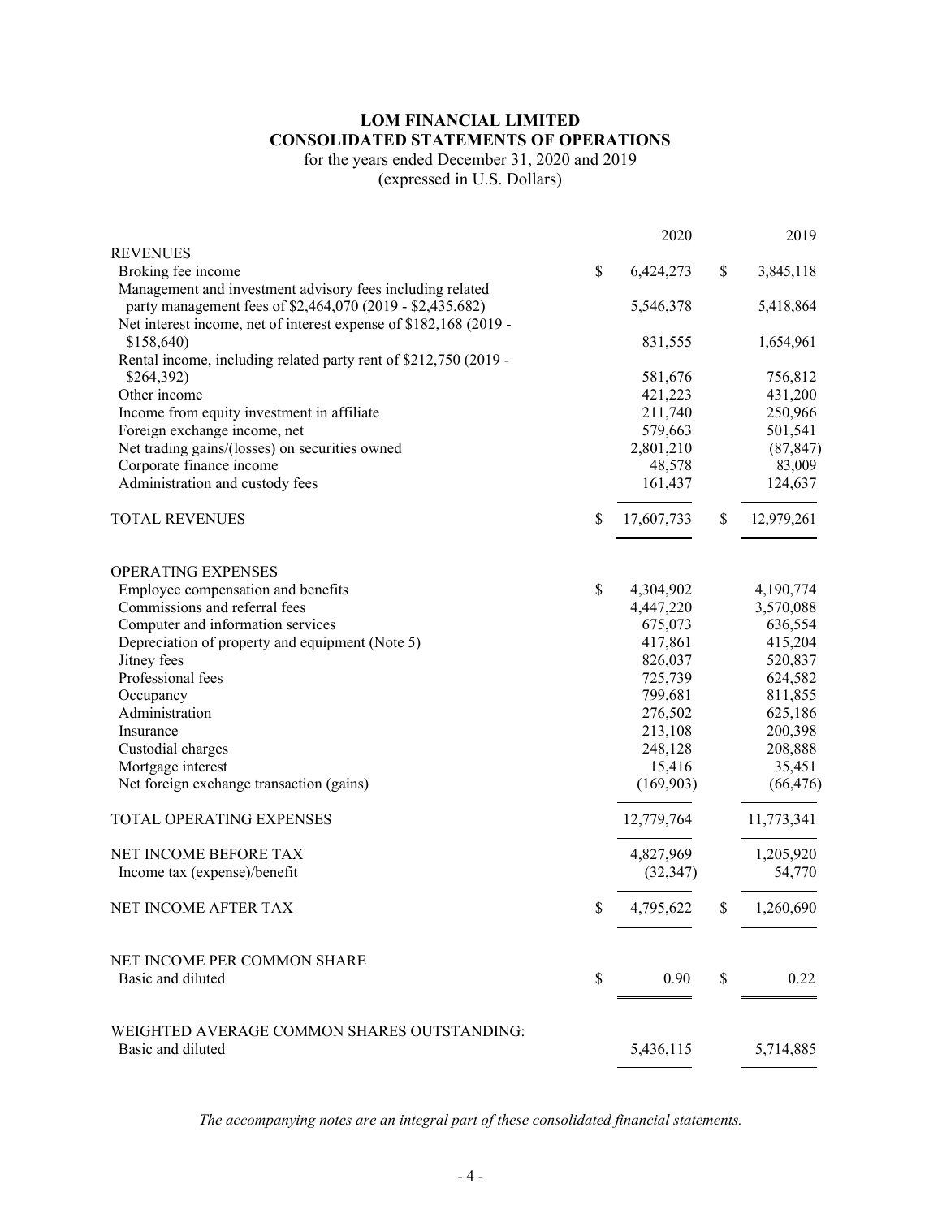# LOM FINANCIAL LIMITED
## CONSOLIDATED STATEMENTS OF OPERATIONS

for the years ended December 31, 2020 and 2019
(expressed in U.S. Dollars)

| | 2020 | 2019 |
|---|---|---|
| **REVENUES** | | |
| Broking fee income | $ 6,424,273 | $ 3,845,118 |
| Management and investment advisory fees including related party management fees of $2,464,070 (2019 - $2,435,682) | 5,546,378 | 5,418,864 |
| Net interest income, net of interest expense of $182,168 (2019 - $158,640) | 831,555 | 1,654,961 |
| Rental income, including related party rent of $212,750 (2019 - $264,392) | 581,676 | 756,812 |
| Other income | 421,223 | 431,200 |
| Income from equity investment in affiliate | 211,740 | 250,966 |
| Foreign exchange income, net | 579,663 | 501,541 |
| Net trading gains/(losses) on securities owned | 2,801,210 | (87,847) |
| Corporate finance income | 48,578 | 83,009 |
| Administration and custody fees | 161,437 | 124,637 |
| TOTAL REVENUES | $ 17,607,733 | $ 12,979,261 |
| **OPERATING EXPENSES** | | |
| Employee compensation and benefits | $ 4,304,902 | 4,190,774 |
| Commissions and referral fees | 4,447,220 | 3,570,088 |
| Computer and information services | 675,073 | 636,554 |
| Depreciation of property and equipment (Note 5) | 417,861 | 415,204 |
| Jitney fees | 826,037 | 520,837 |
| Professional fees | 725,739 | 624,582 |
| Occupancy | 799,681 | 811,855 |
| Administration | 276,502 | 625,186 |
| Insurance | 213,108 | 200,398 |
| Custodial charges | 248,128 | 208,888 |
| Mortgage interest | 15,416 | 35,451 |
| Net foreign exchange transaction (gains) | (169,903) | (66,476) |
| TOTAL OPERATING EXPENSES | 12,779,764 | 11,773,341 |
| NET INCOME BEFORE TAX | 4,827,969 | 1,205,920 |
| Income tax (expense)/benefit | (32,347) | 54,770 |
| NET INCOME AFTER TAX | $ 4,795,622 | $ 1,260,690 |
| NET INCOME PER COMMON SHARE | | |
| Basic and diluted | $ 0.90 | $ 0.22 |
| WEIGHTED AVERAGE COMMON SHARES OUTSTANDING: | | |
| Basic and diluted | 5,436,115 | 5,714,885 |

*The accompanying notes are an integral part of these consolidated financial statements.*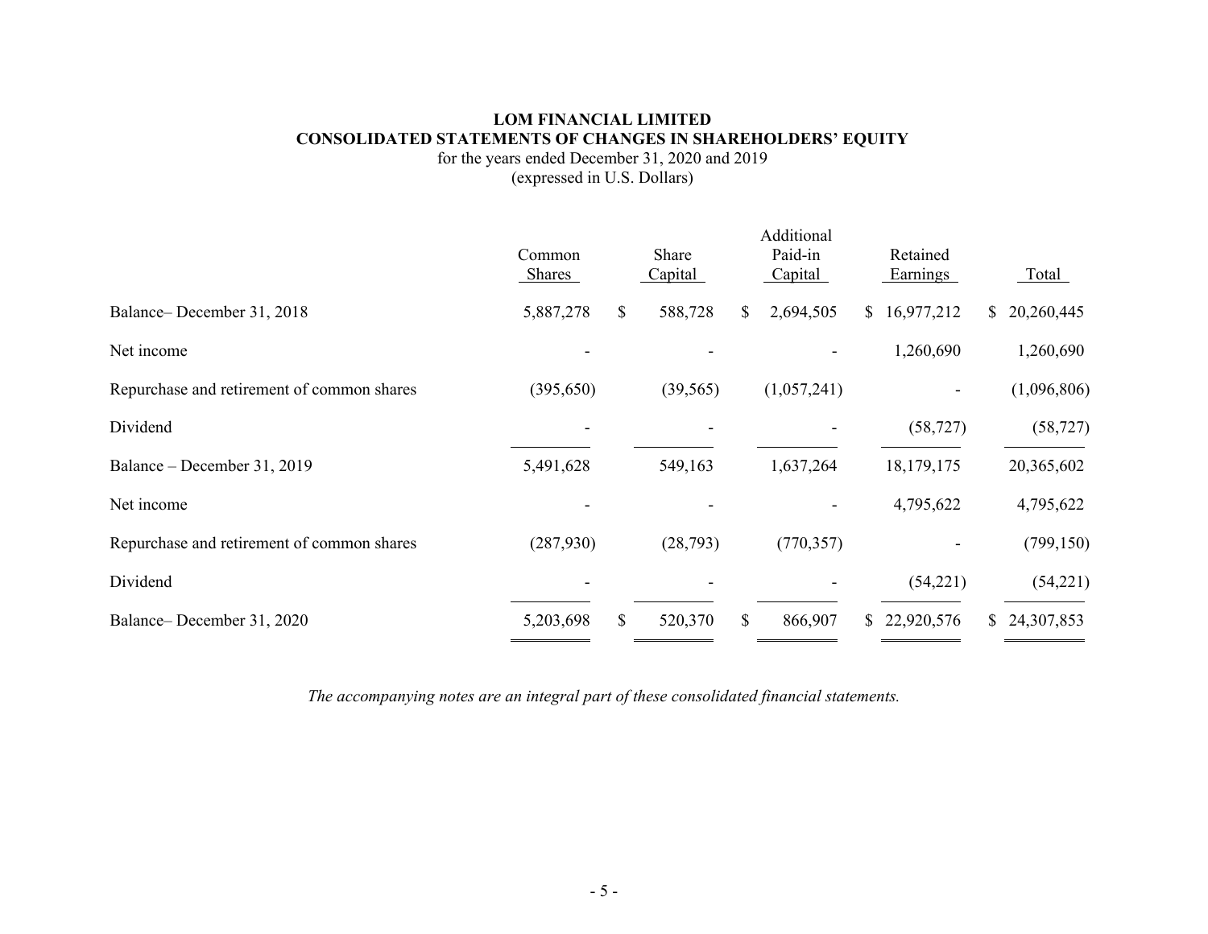**LOM FINANCIAL LIMITED**
**CONSOLIDATED STATEMENTS OF CHANGES IN SHAREHOLDERS' EQUITY**
for the years ended December 31, 2020 and 2019
(expressed in U.S. Dollars)

| | Common Shares | Share Capital | Additional Paid-in Capital | Retained Earnings | Total |
|---|---|---|---|---|---|
| Balance– December 31, 2018 | 5,887,278 | $ 588,728 | $ 2,694,505 | $ 16,977,212 | $ 20,260,445 |
| Net income | - | - | - | 1,260,690 | 1,260,690 |
| Repurchase and retirement of common shares | (395,650) | (39,565) | (1,057,241) | - | (1,096,806) |
| Dividend | - | - | - | (58,727) | (58,727) |
| Balance – December 31, 2019 | 5,491,628 | 549,163 | 1,637,264 | 18,179,175 | 20,365,602 |
| Net income | - | - | - | 4,795,622 | 4,795,622 |
| Repurchase and retirement of common shares | (287,930) | (28,793) | (770,357) | - | (799,150) |
| Dividend | - | - | - | (54,221) | (54,221) |
| Balance– December 31, 2020 | 5,203,698 | $ 520,370 | $ 866,907 | $ 22,920,576 | $ 24,307,853 |

*The accompanying notes are an integral part of these consolidated financial statements.*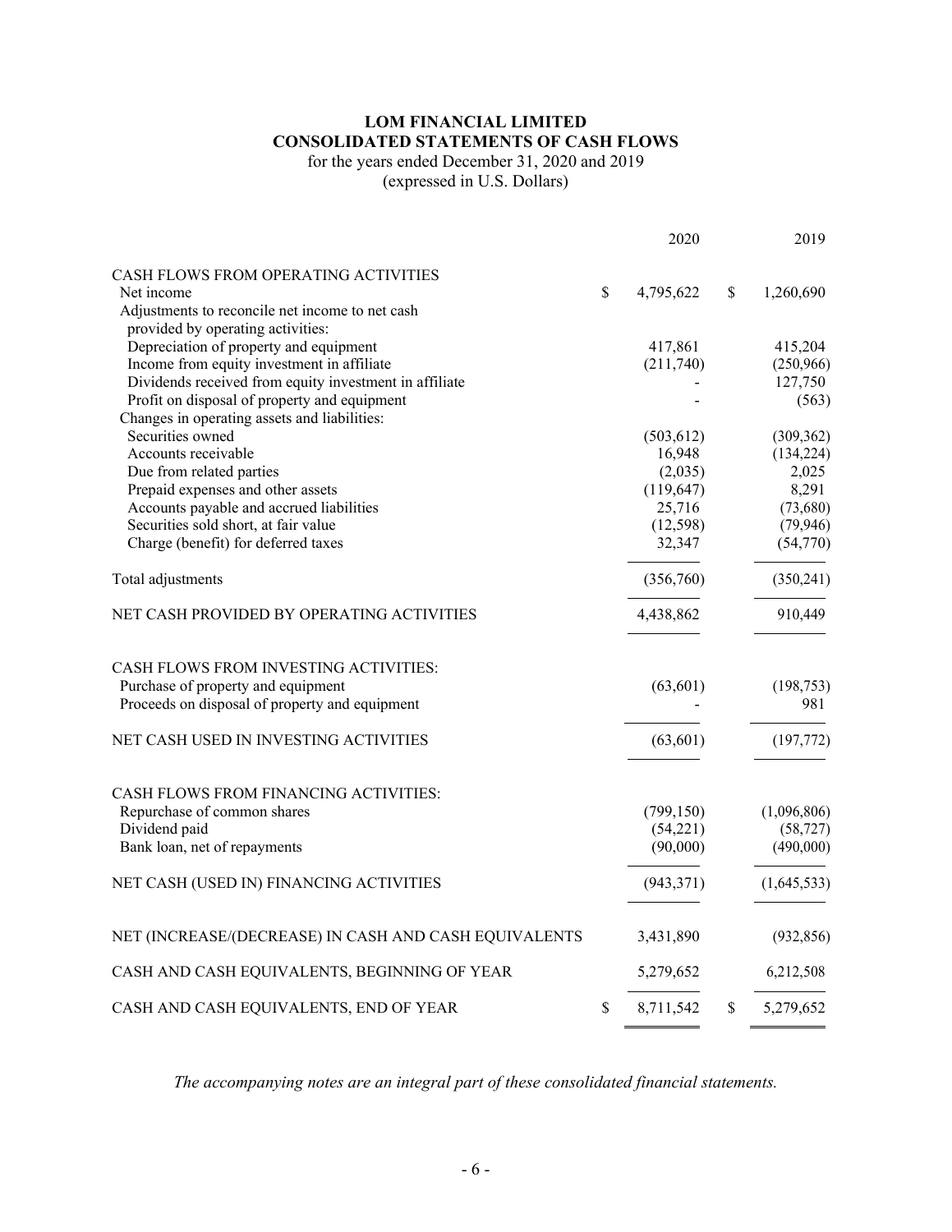# LOM FINANCIAL LIMITED
## CONSOLIDATED STATEMENTS OF CASH FLOWS

for the years ended December 31, 2020 and 2019
(expressed in U.S. Dollars)

| | 2020 | 2019 |
|---|---|---|
| CASH FLOWS FROM OPERATING ACTIVITIES | | |
| Net income | $ 4,795,622 | $ 1,260,690 |
| Adjustments to reconcile net income to net cash provided by operating activities: | | |
| Depreciation of property and equipment | 417,861 | 415,204 |
| Income from equity investment in affiliate | (211,740) | (250,966) |
| Dividends received from equity investment in affiliate | - | 127,750 |
| Profit on disposal of property and equipment | - | (563) |
| Changes in operating assets and liabilities: | | |
| Securities owned | (503,612) | (309,362) |
| Accounts receivable | 16,948 | (134,224) |
| Due from related parties | (2,035) | 2,025 |
| Prepaid expenses and other assets | (119,647) | 8,291 |
| Accounts payable and accrued liabilities | 25,716 | (73,680) |
| Securities sold short, at fair value | (12,598) | (79,946) |
| Charge (benefit) for deferred taxes | 32,347 | (54,770) |
| Total adjustments | (356,760) | (350,241) |
| NET CASH PROVIDED BY OPERATING ACTIVITIES | 4,438,862 | 910,449 |
| CASH FLOWS FROM INVESTING ACTIVITIES: | | |
| Purchase of property and equipment | (63,601) | (198,753) |
| Proceeds on disposal of property and equipment | - | 981 |
| NET CASH USED IN INVESTING ACTIVITIES | (63,601) | (197,772) |
| CASH FLOWS FROM FINANCING ACTIVITIES: | | |
| Repurchase of common shares | (799,150) | (1,096,806) |
| Dividend paid | (54,221) | (58,727) |
| Bank loan, net of repayments | (90,000) | (490,000) |
| NET CASH (USED IN) FINANCING ACTIVITIES | (943,371) | (1,645,533) |
| NET (INCREASE/(DECREASE) IN CASH AND CASH EQUIVALENTS | 3,431,890 | (932,856) |
| CASH AND CASH EQUIVALENTS, BEGINNING OF YEAR | 5,279,652 | 6,212,508 |
| CASH AND CASH EQUIVALENTS, END OF YEAR | $ 8,711,542 | $ 5,279,652 |

*The accompanying notes are an integral part of these consolidated financial statements.*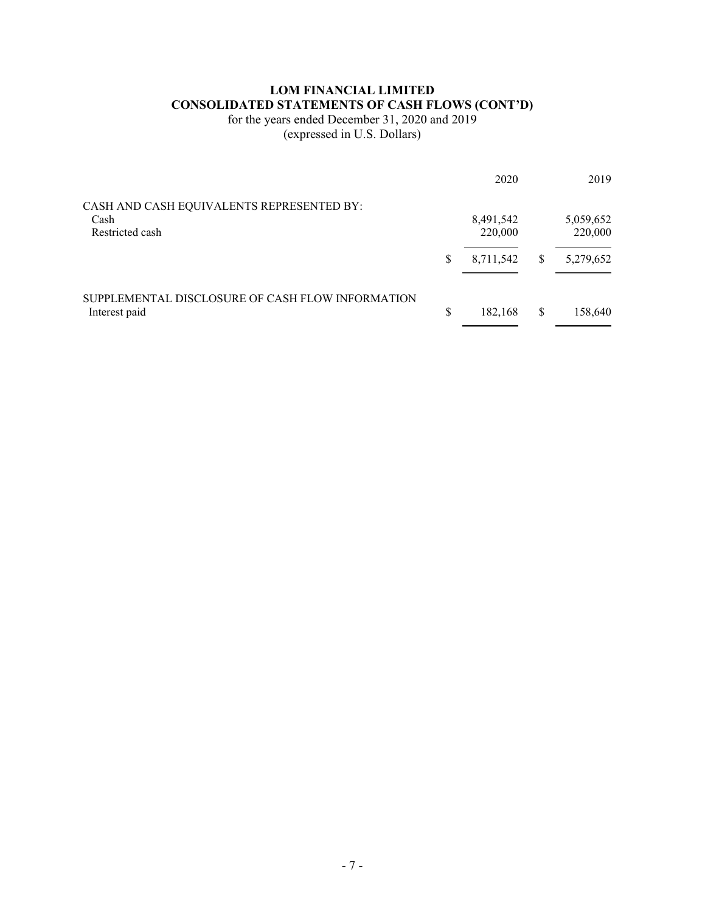# LOM FINANCIAL LIMITED
## CONSOLIDATED STATEMENTS OF CASH FLOWS (CONT'D)

for the years ended December 31, 2020 and 2019
(expressed in U.S. Dollars)

| | 2020 | 2019 |
|---|---|---|
| CASH AND CASH EQUIVALENTS REPRESENTED BY: | | |
| Cash | 8,491,542 | 5,059,652 |
| Restricted cash | 220,000 | 220,000 |
| | $ 8,711,542 | $ 5,279,652 |
| SUPPLEMENTAL DISCLOSURE OF CASH FLOW INFORMATION | | |
| Interest paid | $ 182,168 | $ 158,640 |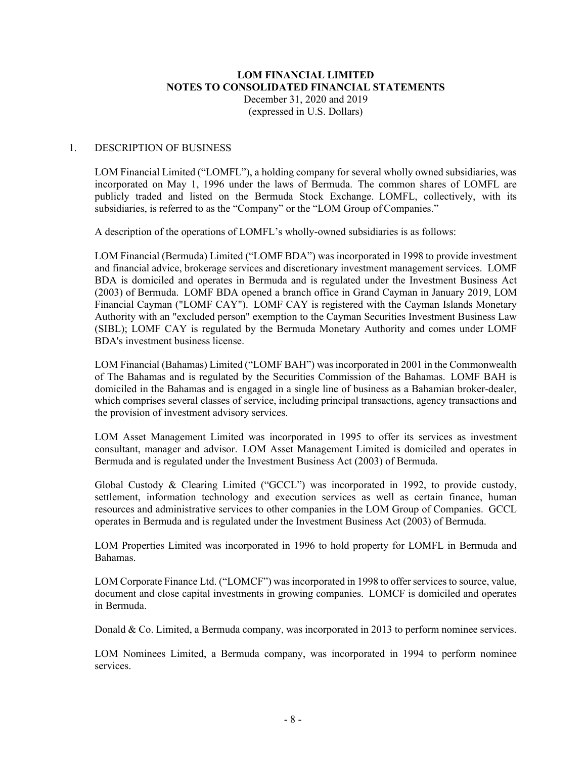**LOM FINANCIAL LIMITED**
**NOTES TO CONSOLIDATED FINANCIAL STATEMENTS**
December 31, 2020 and 2019
(expressed in U.S. Dollars)

## 1. DESCRIPTION OF BUSINESS

LOM Financial Limited ("LOMFL"), a holding company for several wholly owned subsidiaries, was incorporated on May 1, 1996 under the laws of Bermuda. The common shares of LOMFL are publicly traded and listed on the Bermuda Stock Exchange. LOMFL, collectively, with its subsidiaries, is referred to as the "Company" or the "LOM Group of Companies."

A description of the operations of LOMFL's wholly-owned subsidiaries is as follows:

LOM Financial (Bermuda) Limited ("LOMF BDA") was incorporated in 1998 to provide investment and financial advice, brokerage services and discretionary investment management services. LOMF BDA is domiciled and operates in Bermuda and is regulated under the Investment Business Act (2003) of Bermuda. LOMF BDA opened a branch office in Grand Cayman in January 2019, LOM Financial Cayman ("LOMF CAY"). LOMF CAY is registered with the Cayman Islands Monetary Authority with an "excluded person" exemption to the Cayman Securities Investment Business Law (SIBL); LOMF CAY is regulated by the Bermuda Monetary Authority and comes under LOMF BDA's investment business license.

LOM Financial (Bahamas) Limited ("LOMF BAH") was incorporated in 2001 in the Commonwealth of The Bahamas and is regulated by the Securities Commission of the Bahamas. LOMF BAH is domiciled in the Bahamas and is engaged in a single line of business as a Bahamian broker-dealer, which comprises several classes of service, including principal transactions, agency transactions and the provision of investment advisory services.

LOM Asset Management Limited was incorporated in 1995 to offer its services as investment consultant, manager and advisor. LOM Asset Management Limited is domiciled and operates in Bermuda and is regulated under the Investment Business Act (2003) of Bermuda.

Global Custody & Clearing Limited ("GCCL") was incorporated in 1992, to provide custody, settlement, information technology and execution services as well as certain finance, human resources and administrative services to other companies in the LOM Group of Companies. GCCL operates in Bermuda and is regulated under the Investment Business Act (2003) of Bermuda.

LOM Properties Limited was incorporated in 1996 to hold property for LOMFL in Bermuda and Bahamas.

LOM Corporate Finance Ltd. ("LOMCF") was incorporated in 1998 to offer services to source, value, document and close capital investments in growing companies. LOMCF is domiciled and operates in Bermuda.

Donald & Co. Limited, a Bermuda company, was incorporated in 2013 to perform nominee services.

LOM Nominees Limited, a Bermuda company, was incorporated in 1994 to perform nominee services.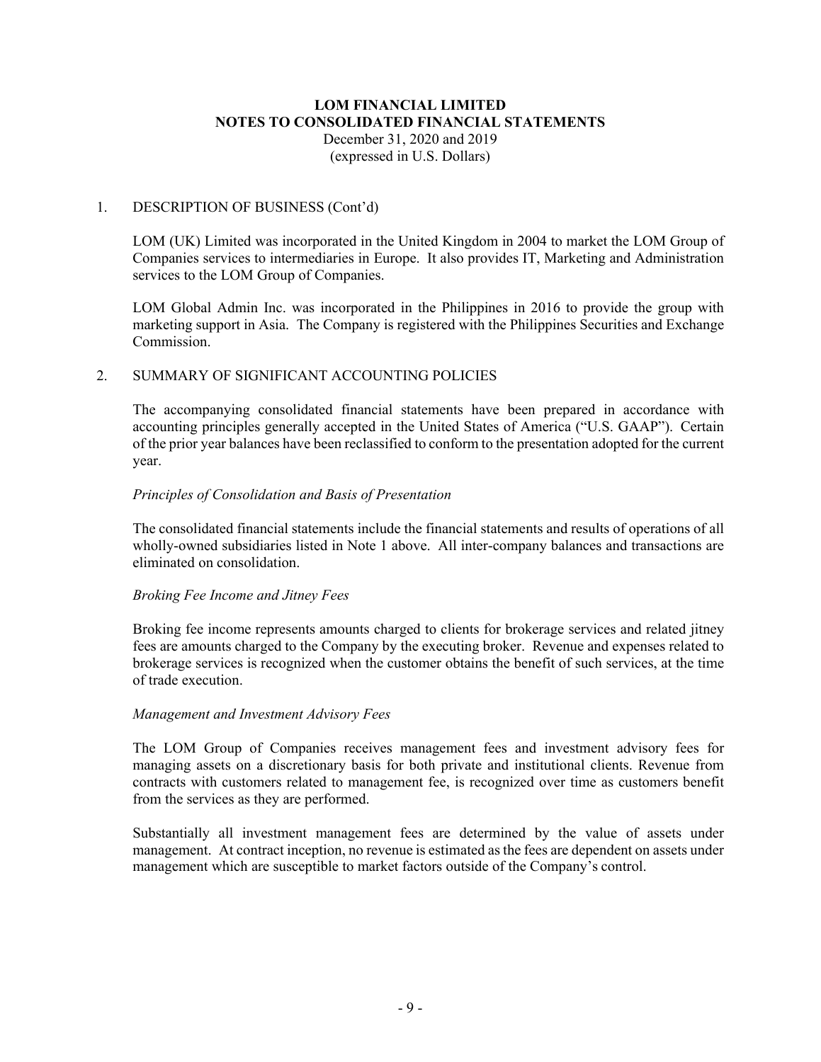# LOM FINANCIAL LIMITED
## NOTES TO CONSOLIDATED FINANCIAL STATEMENTS
December 31, 2020 and 2019
(expressed in U.S. Dollars)

1. DESCRIPTION OF BUSINESS (Cont'd)

LOM (UK) Limited was incorporated in the United Kingdom in 2004 to market the LOM Group of Companies services to intermediaries in Europe. It also provides IT, Marketing and Administration services to the LOM Group of Companies.

LOM Global Admin Inc. was incorporated in the Philippines in 2016 to provide the group with marketing support in Asia. The Company is registered with the Philippines Securities and Exchange Commission.

2. SUMMARY OF SIGNIFICANT ACCOUNTING POLICIES

The accompanying consolidated financial statements have been prepared in accordance with accounting principles generally accepted in the United States of America ("U.S. GAAP"). Certain of the prior year balances have been reclassified to conform to the presentation adopted for the current year.

*Principles of Consolidation and Basis of Presentation*

The consolidated financial statements include the financial statements and results of operations of all wholly-owned subsidiaries listed in Note 1 above. All inter-company balances and transactions are eliminated on consolidation.

*Broking Fee Income and Jitney Fees*

Broking fee income represents amounts charged to clients for brokerage services and related jitney fees are amounts charged to the Company by the executing broker. Revenue and expenses related to brokerage services is recognized when the customer obtains the benefit of such services, at the time of trade execution.

*Management and Investment Advisory Fees*

The LOM Group of Companies receives management fees and investment advisory fees for managing assets on a discretionary basis for both private and institutional clients. Revenue from contracts with customers related to management fee, is recognized over time as customers benefit from the services as they are performed.

Substantially all investment management fees are determined by the value of assets under management. At contract inception, no revenue is estimated as the fees are dependent on assets under management which are susceptible to market factors outside of the Company's control.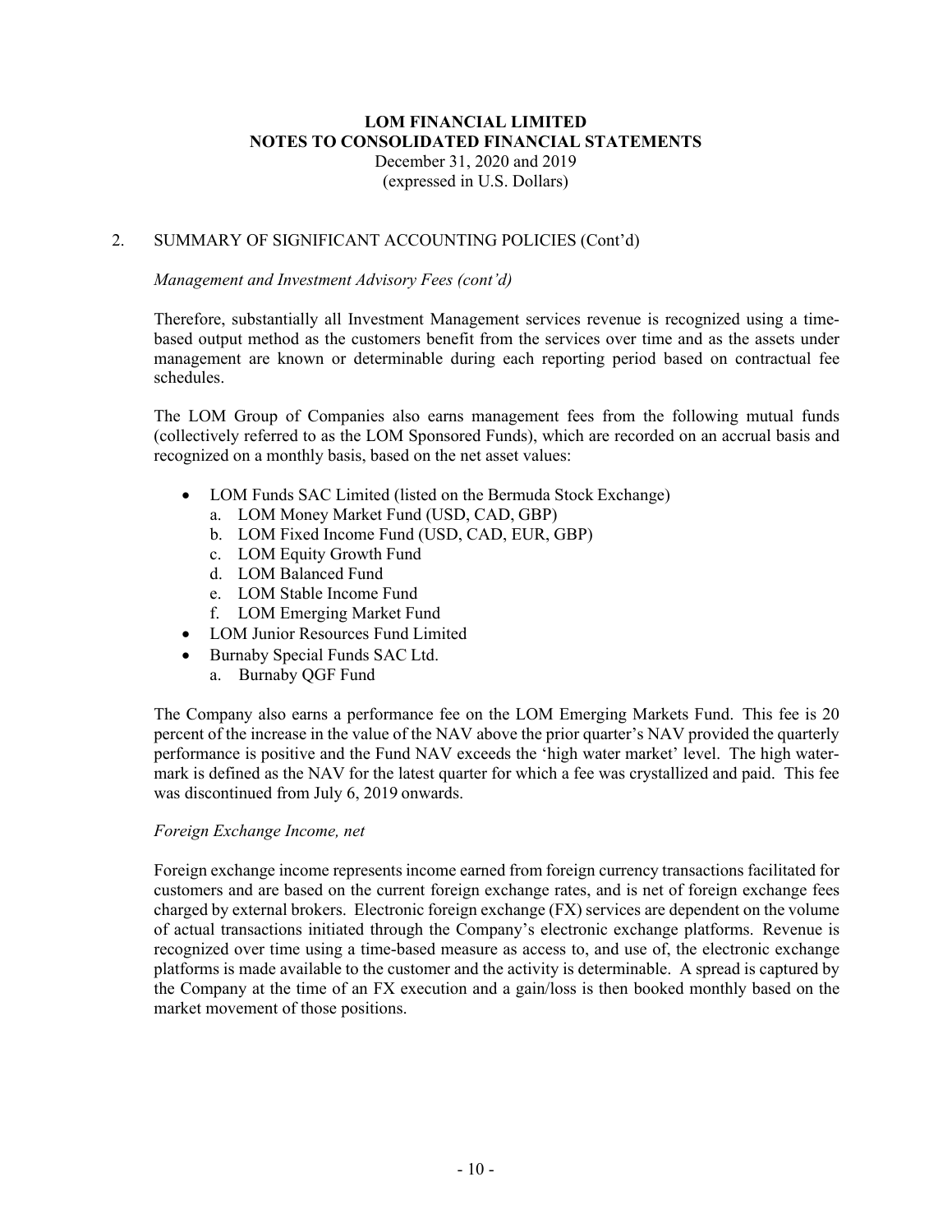## 2. SUMMARY OF SIGNIFICANT ACCOUNTING POLICIES (Cont'd)

*Management and Investment Advisory Fees (cont'd)*

Therefore, substantially all Investment Management services revenue is recognized using a time-based output method as the customers benefit from the services over time and as the assets under management are known or determinable during each reporting period based on contractual fee schedules.

The LOM Group of Companies also earns management fees from the following mutual funds (collectively referred to as the LOM Sponsored Funds), which are recorded on an accrual basis and recognized on a monthly basis, based on the net asset values:

- LOM Funds SAC Limited (listed on the Bermuda Stock Exchange)
  a. LOM Money Market Fund (USD, CAD, GBP)
  b. LOM Fixed Income Fund (USD, CAD, EUR, GBP)
  c. LOM Equity Growth Fund
  d. LOM Balanced Fund
  e. LOM Stable Income Fund
  f. LOM Emerging Market Fund
- LOM Junior Resources Fund Limited
- Burnaby Special Funds SAC Ltd.
  a. Burnaby QGF Fund

The Company also earns a performance fee on the LOM Emerging Markets Fund. This fee is 20 percent of the increase in the value of the NAV above the prior quarter's NAV provided the quarterly performance is positive and the Fund NAV exceeds the 'high water market' level. The high water-mark is defined as the NAV for the latest quarter for which a fee was crystallized and paid. This fee was discontinued from July 6, 2019 onwards.

*Foreign Exchange Income, net*

Foreign exchange income represents income earned from foreign currency transactions facilitated for customers and are based on the current foreign exchange rates, and is net of foreign exchange fees charged by external brokers. Electronic foreign exchange (FX) services are dependent on the volume of actual transactions initiated through the Company's electronic exchange platforms. Revenue is recognized over time using a time-based measure as access to, and use of, the electronic exchange platforms is made available to the customer and the activity is determinable. A spread is captured by the Company at the time of an FX execution and a gain/loss is then booked monthly based on the market movement of those positions.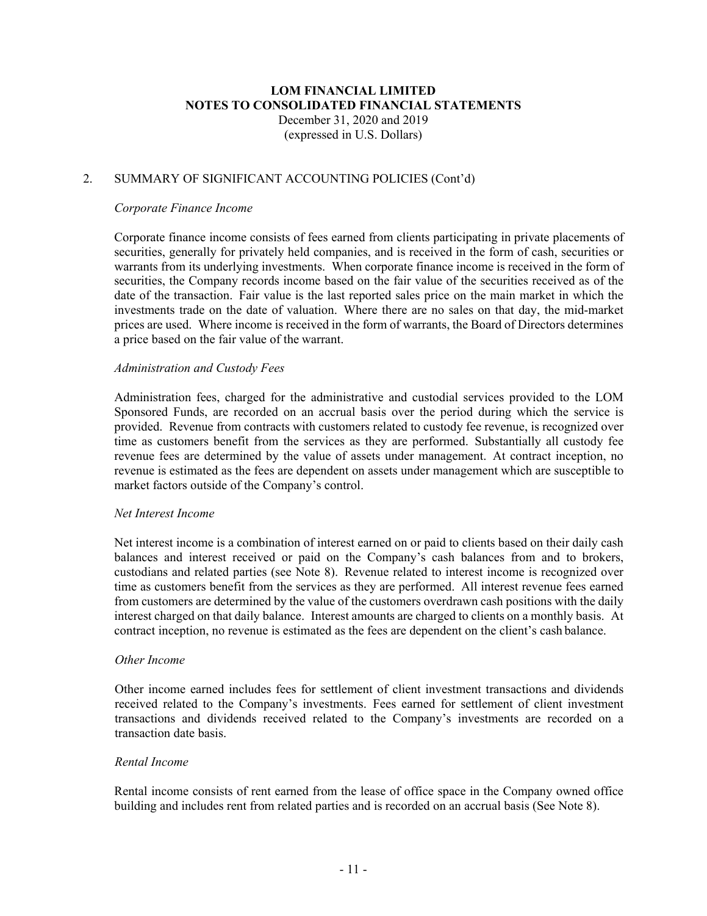## 2. SUMMARY OF SIGNIFICANT ACCOUNTING POLICIES (Cont'd)

*Corporate Finance Income*

Corporate finance income consists of fees earned from clients participating in private placements of securities, generally for privately held companies, and is received in the form of cash, securities or warrants from its underlying investments. When corporate finance income is received in the form of securities, the Company records income based on the fair value of the securities received as of the date of the transaction. Fair value is the last reported sales price on the main market in which the investments trade on the date of valuation. Where there are no sales on that day, the mid-market prices are used. Where income is received in the form of warrants, the Board of Directors determines a price based on the fair value of the warrant.

*Administration and Custody Fees*

Administration fees, charged for the administrative and custodial services provided to the LOM Sponsored Funds, are recorded on an accrual basis over the period during which the service is provided. Revenue from contracts with customers related to custody fee revenue, is recognized over time as customers benefit from the services as they are performed. Substantially all custody fee revenue fees are determined by the value of assets under management. At contract inception, no revenue is estimated as the fees are dependent on assets under management which are susceptible to market factors outside of the Company's control.

*Net Interest Income*

Net interest income is a combination of interest earned on or paid to clients based on their daily cash balances and interest received or paid on the Company's cash balances from and to brokers, custodians and related parties (see Note 8). Revenue related to interest income is recognized over time as customers benefit from the services as they are performed. All interest revenue fees earned from customers are determined by the value of the customers overdrawn cash positions with the daily interest charged on that daily balance. Interest amounts are charged to clients on a monthly basis. At contract inception, no revenue is estimated as the fees are dependent on the client's cash balance.

*Other Income*

Other income earned includes fees for settlement of client investment transactions and dividends received related to the Company's investments. Fees earned for settlement of client investment transactions and dividends received related to the Company's investments are recorded on a transaction date basis.

*Rental Income*

Rental income consists of rent earned from the lease of office space in the Company owned office building and includes rent from related parties and is recorded on an accrual basis (See Note 8).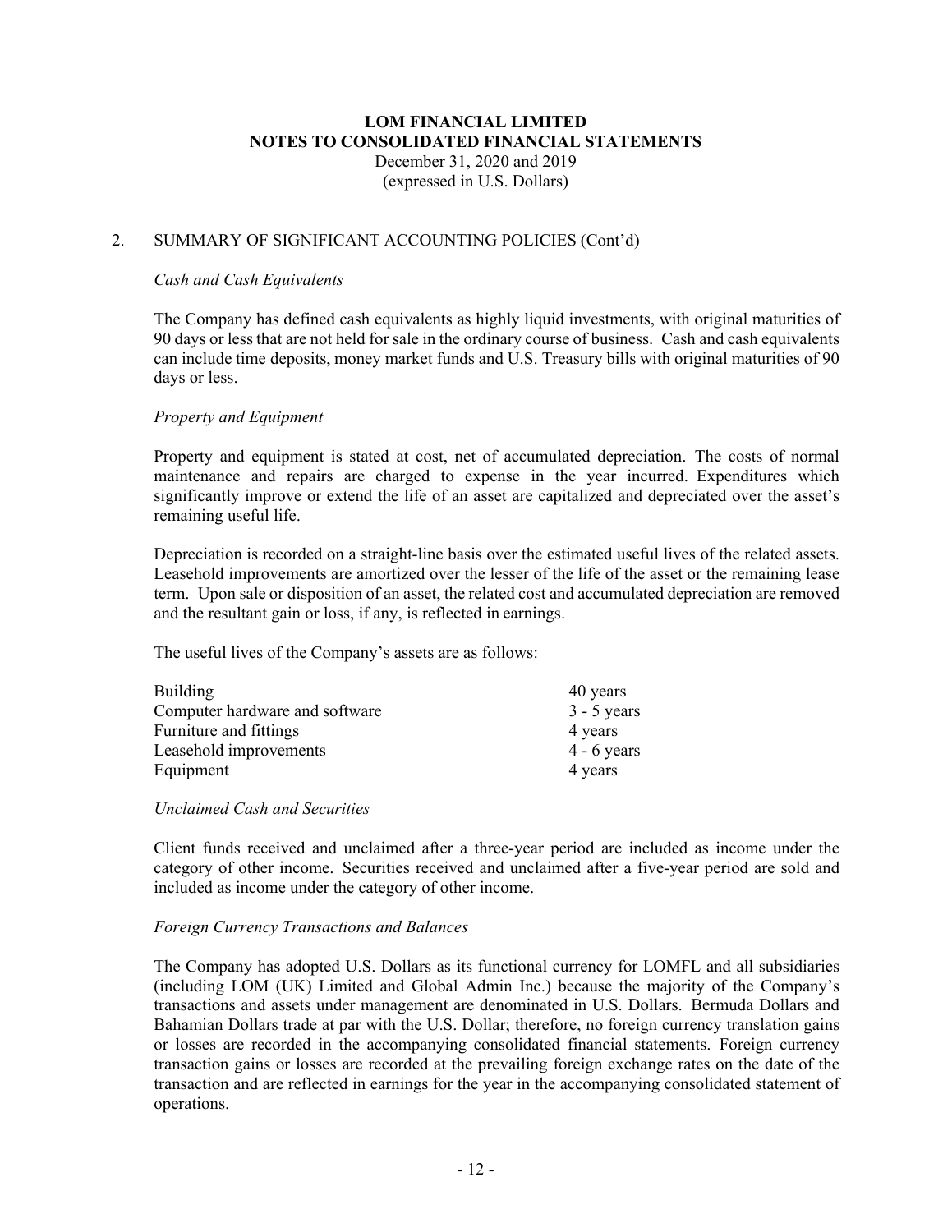## 2. SUMMARY OF SIGNIFICANT ACCOUNTING POLICIES (Cont'd)

*Cash and Cash Equivalents*

The Company has defined cash equivalents as highly liquid investments, with original maturities of 90 days or less that are not held for sale in the ordinary course of business. Cash and cash equivalents can include time deposits, money market funds and U.S. Treasury bills with original maturities of 90 days or less.

*Property and Equipment*

Property and equipment is stated at cost, net of accumulated depreciation. The costs of normal maintenance and repairs are charged to expense in the year incurred. Expenditures which significantly improve or extend the life of an asset are capitalized and depreciated over the asset's remaining useful life.

Depreciation is recorded on a straight-line basis over the estimated useful lives of the related assets. Leasehold improvements are amortized over the lesser of the life of the asset or the remaining lease term. Upon sale or disposition of an asset, the related cost and accumulated depreciation are removed and the resultant gain or loss, if any, is reflected in earnings.

The useful lives of the Company's assets are as follows:

| | |
|---|---|
| Building | 40 years |
| Computer hardware and software | 3 - 5 years |
| Furniture and fittings | 4 years |
| Leasehold improvements | 4 - 6 years |
| Equipment | 4 years |

*Unclaimed Cash and Securities*

Client funds received and unclaimed after a three-year period are included as income under the category of other income. Securities received and unclaimed after a five-year period are sold and included as income under the category of other income.

*Foreign Currency Transactions and Balances*

The Company has adopted U.S. Dollars as its functional currency for LOMFL and all subsidiaries (including LOM (UK) Limited and Global Admin Inc.) because the majority of the Company's transactions and assets under management are denominated in U.S. Dollars. Bermuda Dollars and Bahamian Dollars trade at par with the U.S. Dollar; therefore, no foreign currency translation gains or losses are recorded in the accompanying consolidated financial statements. Foreign currency transaction gains or losses are recorded at the prevailing foreign exchange rates on the date of the transaction and are reflected in earnings for the year in the accompanying consolidated statement of operations.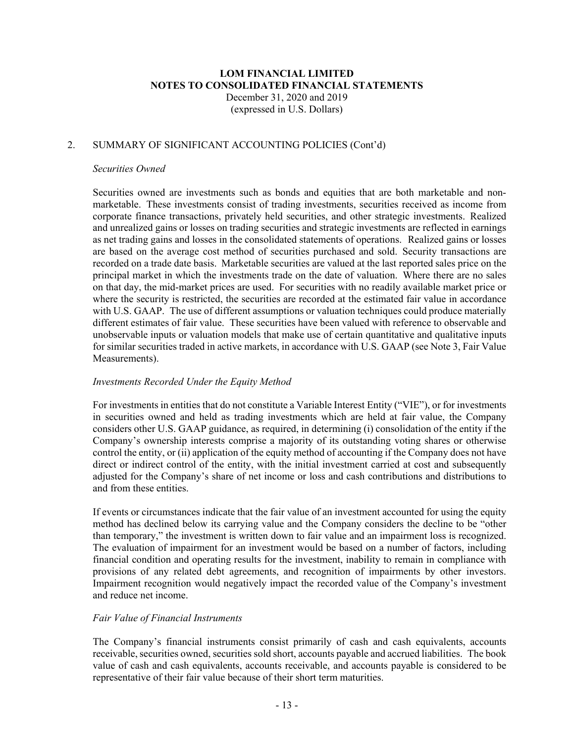# LOM FINANCIAL LIMITED
## NOTES TO CONSOLIDATED FINANCIAL STATEMENTS
December 31, 2020 and 2019
(expressed in U.S. Dollars)

## 2. SUMMARY OF SIGNIFICANT ACCOUNTING POLICIES (Cont'd)

*Securities Owned*

Securities owned are investments such as bonds and equities that are both marketable and non-marketable. These investments consist of trading investments, securities received as income from corporate finance transactions, privately held securities, and other strategic investments. Realized and unrealized gains or losses on trading securities and strategic investments are reflected in earnings as net trading gains and losses in the consolidated statements of operations. Realized gains or losses are based on the average cost method of securities purchased and sold. Security transactions are recorded on a trade date basis. Marketable securities are valued at the last reported sales price on the principal market in which the investments trade on the date of valuation. Where there are no sales on that day, the mid-market prices are used. For securities with no readily available market price or where the security is restricted, the securities are recorded at the estimated fair value in accordance with U.S. GAAP. The use of different assumptions or valuation techniques could produce materially different estimates of fair value. These securities have been valued with reference to observable and unobservable inputs or valuation models that make use of certain quantitative and qualitative inputs for similar securities traded in active markets, in accordance with U.S. GAAP (see Note 3, Fair Value Measurements).

*Investments Recorded Under the Equity Method*

For investments in entities that do not constitute a Variable Interest Entity ("VIE"), or for investments in securities owned and held as trading investments which are held at fair value, the Company considers other U.S. GAAP guidance, as required, in determining (i) consolidation of the entity if the Company's ownership interests comprise a majority of its outstanding voting shares or otherwise control the entity, or (ii) application of the equity method of accounting if the Company does not have direct or indirect control of the entity, with the initial investment carried at cost and subsequently adjusted for the Company's share of net income or loss and cash contributions and distributions to and from these entities.

If events or circumstances indicate that the fair value of an investment accounted for using the equity method has declined below its carrying value and the Company considers the decline to be "other than temporary," the investment is written down to fair value and an impairment loss is recognized. The evaluation of impairment for an investment would be based on a number of factors, including financial condition and operating results for the investment, inability to remain in compliance with provisions of any related debt agreements, and recognition of impairments by other investors. Impairment recognition would negatively impact the recorded value of the Company's investment and reduce net income.

*Fair Value of Financial Instruments*

The Company's financial instruments consist primarily of cash and cash equivalents, accounts receivable, securities owned, securities sold short, accounts payable and accrued liabilities. The book value of cash and cash equivalents, accounts receivable, and accounts payable is considered to be representative of their fair value because of their short term maturities.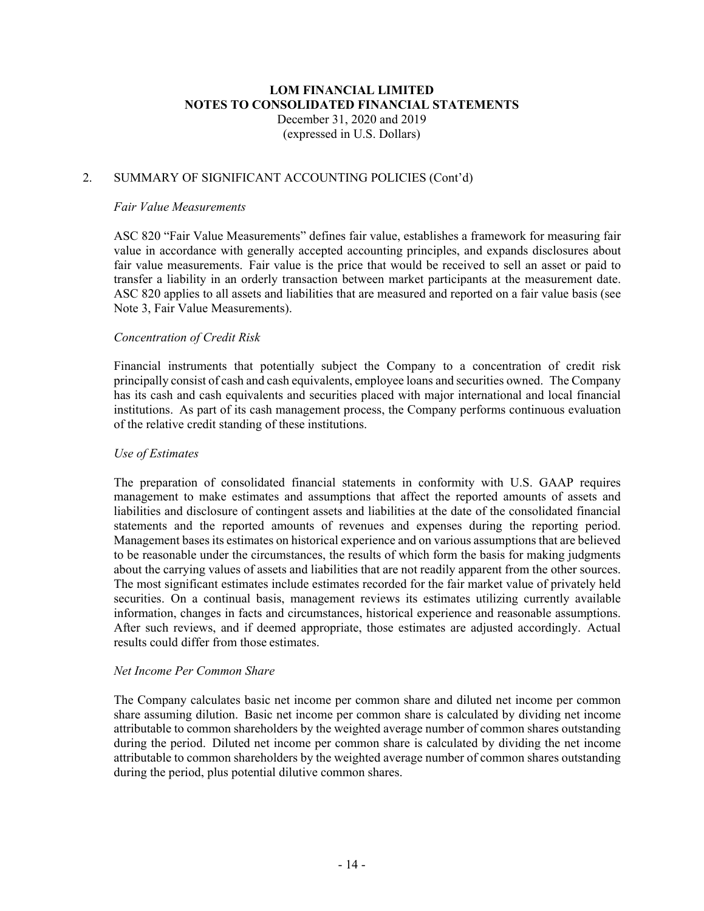# LOM FINANCIAL LIMITED
## NOTES TO CONSOLIDATED FINANCIAL STATEMENTS
December 31, 2020 and 2019
(expressed in U.S. Dollars)

2. SUMMARY OF SIGNIFICANT ACCOUNTING POLICIES (Cont'd)

*Fair Value Measurements*

ASC 820 "Fair Value Measurements" defines fair value, establishes a framework for measuring fair value in accordance with generally accepted accounting principles, and expands disclosures about fair value measurements. Fair value is the price that would be received to sell an asset or paid to transfer a liability in an orderly transaction between market participants at the measurement date. ASC 820 applies to all assets and liabilities that are measured and reported on a fair value basis (see Note 3, Fair Value Measurements).

*Concentration of Credit Risk*

Financial instruments that potentially subject the Company to a concentration of credit risk principally consist of cash and cash equivalents, employee loans and securities owned. The Company has its cash and cash equivalents and securities placed with major international and local financial institutions. As part of its cash management process, the Company performs continuous evaluation of the relative credit standing of these institutions.

*Use of Estimates*

The preparation of consolidated financial statements in conformity with U.S. GAAP requires management to make estimates and assumptions that affect the reported amounts of assets and liabilities and disclosure of contingent assets and liabilities at the date of the consolidated financial statements and the reported amounts of revenues and expenses during the reporting period. Management bases its estimates on historical experience and on various assumptions that are believed to be reasonable under the circumstances, the results of which form the basis for making judgments about the carrying values of assets and liabilities that are not readily apparent from the other sources. The most significant estimates include estimates recorded for the fair market value of privately held securities. On a continual basis, management reviews its estimates utilizing currently available information, changes in facts and circumstances, historical experience and reasonable assumptions. After such reviews, and if deemed appropriate, those estimates are adjusted accordingly. Actual results could differ from those estimates.

*Net Income Per Common Share*

The Company calculates basic net income per common share and diluted net income per common share assuming dilution. Basic net income per common share is calculated by dividing net income attributable to common shareholders by the weighted average number of common shares outstanding during the period. Diluted net income per common share is calculated by dividing the net income attributable to common shareholders by the weighted average number of common shares outstanding during the period, plus potential dilutive common shares.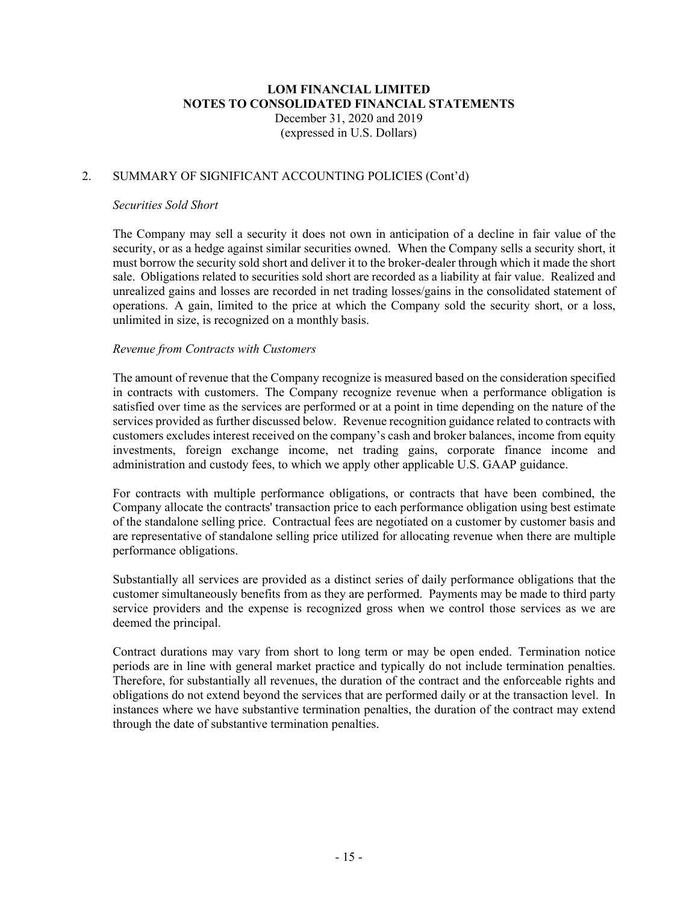## 2. SUMMARY OF SIGNIFICANT ACCOUNTING POLICIES (Cont'd)

*Securities Sold Short*

The Company may sell a security it does not own in anticipation of a decline in fair value of the security, or as a hedge against similar securities owned. When the Company sells a security short, it must borrow the security sold short and deliver it to the broker-dealer through which it made the short sale. Obligations related to securities sold short are recorded as a liability at fair value. Realized and unrealized gains and losses are recorded in net trading losses/gains in the consolidated statement of operations. A gain, limited to the price at which the Company sold the security short, or a loss, unlimited in size, is recognized on a monthly basis.

*Revenue from Contracts with Customers*

The amount of revenue that the Company recognize is measured based on the consideration specified in contracts with customers. The Company recognize revenue when a performance obligation is satisfied over time as the services are performed or at a point in time depending on the nature of the services provided as further discussed below. Revenue recognition guidance related to contracts with customers excludes interest received on the company's cash and broker balances, income from equity investments, foreign exchange income, net trading gains, corporate finance income and administration and custody fees, to which we apply other applicable U.S. GAAP guidance.

For contracts with multiple performance obligations, or contracts that have been combined, the Company allocate the contracts' transaction price to each performance obligation using best estimate of the standalone selling price. Contractual fees are negotiated on a customer by customer basis and are representative of standalone selling price utilized for allocating revenue when there are multiple performance obligations.

Substantially all services are provided as a distinct series of daily performance obligations that the customer simultaneously benefits from as they are performed. Payments may be made to third party service providers and the expense is recognized gross when we control those services as we are deemed the principal.

Contract durations may vary from short to long term or may be open ended. Termination notice periods are in line with general market practice and typically do not include termination penalties. Therefore, for substantially all revenues, the duration of the contract and the enforceable rights and obligations do not extend beyond the services that are performed daily or at the transaction level. In instances where we have substantive termination penalties, the duration of the contract may extend through the date of substantive termination penalties.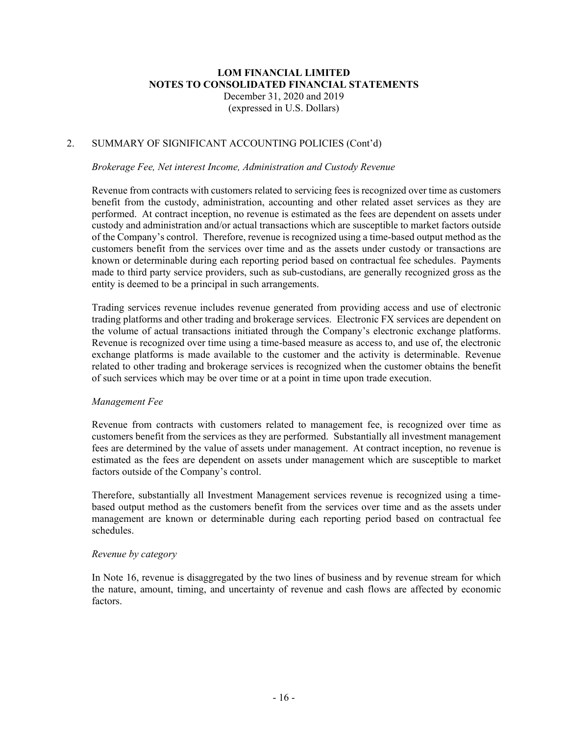## 2. SUMMARY OF SIGNIFICANT ACCOUNTING POLICIES (Cont'd)

*Brokerage Fee, Net interest Income, Administration and Custody Revenue*

Revenue from contracts with customers related to servicing fees is recognized over time as customers benefit from the custody, administration, accounting and other related asset services as they are performed. At contract inception, no revenue is estimated as the fees are dependent on assets under custody and administration and/or actual transactions which are susceptible to market factors outside of the Company's control. Therefore, revenue is recognized using a time-based output method as the customers benefit from the services over time and as the assets under custody or transactions are known or determinable during each reporting period based on contractual fee schedules. Payments made to third party service providers, such as sub-custodians, are generally recognized gross as the entity is deemed to be a principal in such arrangements.

Trading services revenue includes revenue generated from providing access and use of electronic trading platforms and other trading and brokerage services. Electronic FX services are dependent on the volume of actual transactions initiated through the Company's electronic exchange platforms. Revenue is recognized over time using a time-based measure as access to, and use of, the electronic exchange platforms is made available to the customer and the activity is determinable. Revenue related to other trading and brokerage services is recognized when the customer obtains the benefit of such services which may be over time or at a point in time upon trade execution.

*Management Fee*

Revenue from contracts with customers related to management fee, is recognized over time as customers benefit from the services as they are performed. Substantially all investment management fees are determined by the value of assets under management. At contract inception, no revenue is estimated as the fees are dependent on assets under management which are susceptible to market factors outside of the Company's control.

Therefore, substantially all Investment Management services revenue is recognized using a time-based output method as the customers benefit from the services over time and as the assets under management are known or determinable during each reporting period based on contractual fee schedules.

*Revenue by category*

In Note 16, revenue is disaggregated by the two lines of business and by revenue stream for which the nature, amount, timing, and uncertainty of revenue and cash flows are affected by economic factors.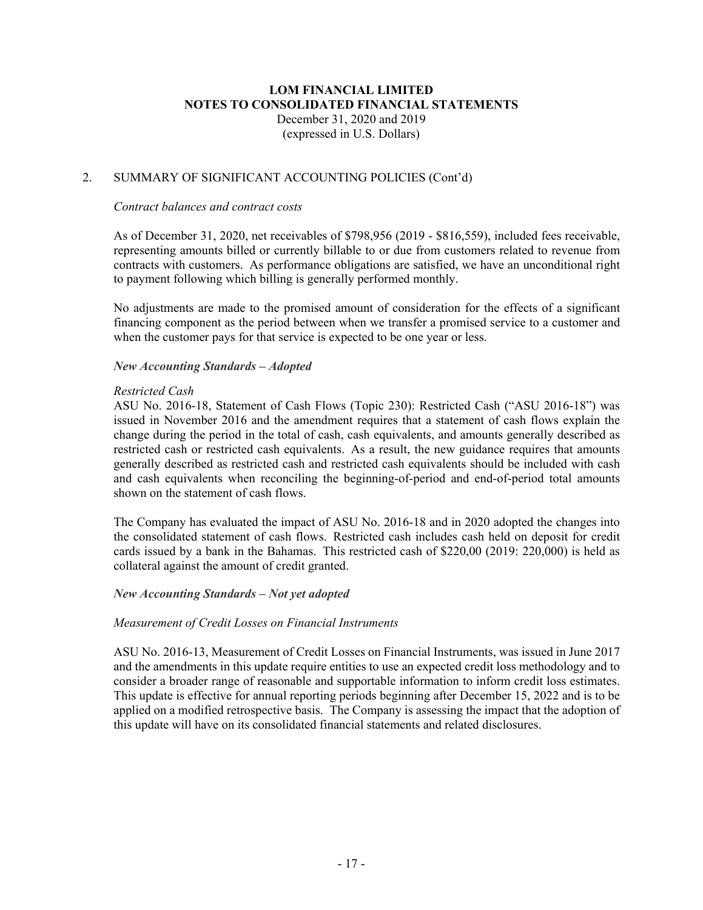**LOM FINANCIAL LIMITED**
**NOTES TO CONSOLIDATED FINANCIAL STATEMENTS**
December 31, 2020 and 2019
(expressed in U.S. Dollars)

## 2. SUMMARY OF SIGNIFICANT ACCOUNTING POLICIES (Cont'd)

*Contract balances and contract costs*

As of December 31, 2020, net receivables of $798,956 (2019 - $816,559), included fees receivable, representing amounts billed or currently billable to or due from customers related to revenue from contracts with customers. As performance obligations are satisfied, we have an unconditional right to payment following which billing is generally performed monthly.

No adjustments are made to the promised amount of consideration for the effects of a significant financing component as the period between when we transfer a promised service to a customer and when the customer pays for that service is expected to be one year or less.

***New Accounting Standards – Adopted***

*Restricted Cash*
ASU No. 2016-18, Statement of Cash Flows (Topic 230): Restricted Cash ("ASU 2016-18") was issued in November 2016 and the amendment requires that a statement of cash flows explain the change during the period in the total of cash, cash equivalents, and amounts generally described as restricted cash or restricted cash equivalents. As a result, the new guidance requires that amounts generally described as restricted cash and restricted cash equivalents should be included with cash and cash equivalents when reconciling the beginning-of-period and end-of-period total amounts shown on the statement of cash flows.

The Company has evaluated the impact of ASU No. 2016-18 and in 2020 adopted the changes into the consolidated statement of cash flows. Restricted cash includes cash held on deposit for credit cards issued by a bank in the Bahamas. This restricted cash of $220,00 (2019: 220,000) is held as collateral against the amount of credit granted.

***New Accounting Standards – Not yet adopted***

*Measurement of Credit Losses on Financial Instruments*

ASU No. 2016-13, Measurement of Credit Losses on Financial Instruments, was issued in June 2017 and the amendments in this update require entities to use an expected credit loss methodology and to consider a broader range of reasonable and supportable information to inform credit loss estimates. This update is effective for annual reporting periods beginning after December 15, 2022 and is to be applied on a modified retrospective basis. The Company is assessing the impact that the adoption of this update will have on its consolidated financial statements and related disclosures.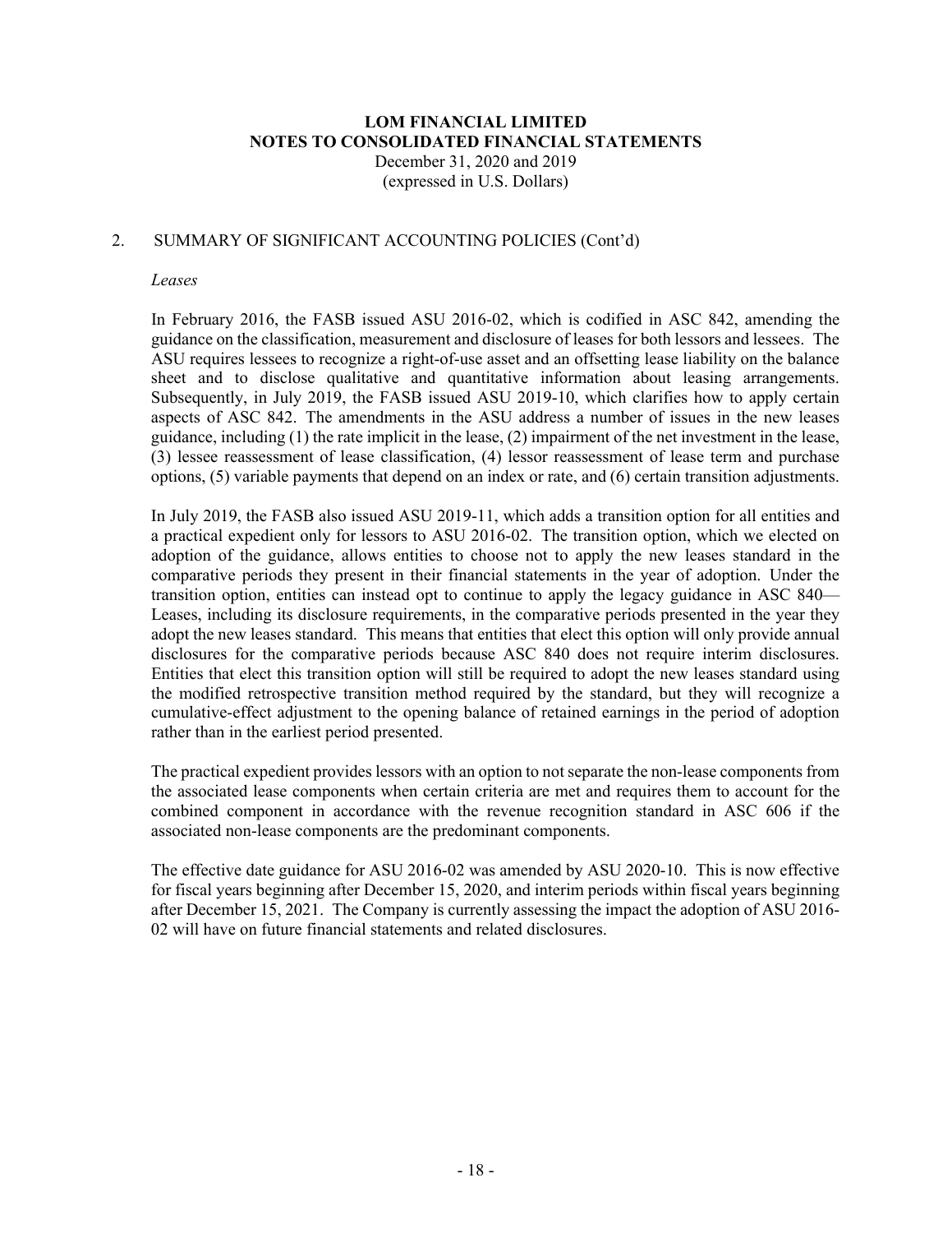**LOM FINANCIAL LIMITED**
**NOTES TO CONSOLIDATED FINANCIAL STATEMENTS**
December 31, 2020 and 2019
(expressed in U.S. Dollars)

## 2. SUMMARY OF SIGNIFICANT ACCOUNTING POLICIES (Cont'd)

*Leases*

In February 2016, the FASB issued ASU 2016-02, which is codified in ASC 842, amending the guidance on the classification, measurement and disclosure of leases for both lessors and lessees. The ASU requires lessees to recognize a right-of-use asset and an offsetting lease liability on the balance sheet and to disclose qualitative and quantitative information about leasing arrangements. Subsequently, in July 2019, the FASB issued ASU 2019-10, which clarifies how to apply certain aspects of ASC 842. The amendments in the ASU address a number of issues in the new leases guidance, including (1) the rate implicit in the lease, (2) impairment of the net investment in the lease, (3) lessee reassessment of lease classification, (4) lessor reassessment of lease term and purchase options, (5) variable payments that depend on an index or rate, and (6) certain transition adjustments.

In July 2019, the FASB also issued ASU 2019-11, which adds a transition option for all entities and a practical expedient only for lessors to ASU 2016-02. The transition option, which we elected on adoption of the guidance, allows entities to choose not to apply the new leases standard in the comparative periods they present in their financial statements in the year of adoption. Under the transition option, entities can instead opt to continue to apply the legacy guidance in ASC 840—Leases, including its disclosure requirements, in the comparative periods presented in the year they adopt the new leases standard. This means that entities that elect this option will only provide annual disclosures for the comparative periods because ASC 840 does not require interim disclosures. Entities that elect this transition option will still be required to adopt the new leases standard using the modified retrospective transition method required by the standard, but they will recognize a cumulative-effect adjustment to the opening balance of retained earnings in the period of adoption rather than in the earliest period presented.

The practical expedient provides lessors with an option to not separate the non-lease components from the associated lease components when certain criteria are met and requires them to account for the combined component in accordance with the revenue recognition standard in ASC 606 if the associated non-lease components are the predominant components.

The effective date guidance for ASU 2016-02 was amended by ASU 2020-10. This is now effective for fiscal years beginning after December 15, 2020, and interim periods within fiscal years beginning after December 15, 2021. The Company is currently assessing the impact the adoption of ASU 2016-02 will have on future financial statements and related disclosures.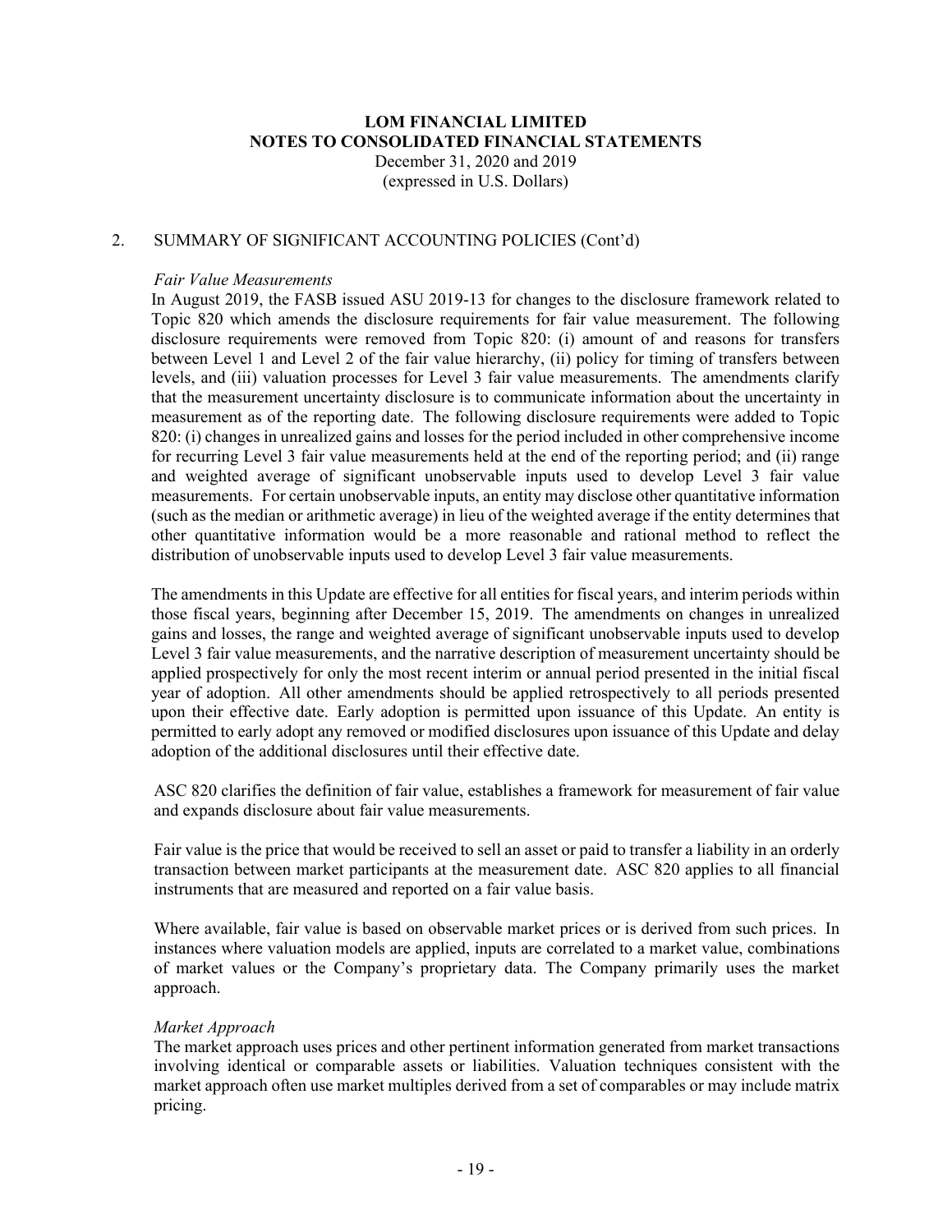**LOM FINANCIAL LIMITED**
**NOTES TO CONSOLIDATED FINANCIAL STATEMENTS**
December 31, 2020 and 2019
(expressed in U.S. Dollars)

## 2. SUMMARY OF SIGNIFICANT ACCOUNTING POLICIES (Cont'd)

*Fair Value Measurements*

In August 2019, the FASB issued ASU 2019-13 for changes to the disclosure framework related to Topic 820 which amends the disclosure requirements for fair value measurement. The following disclosure requirements were removed from Topic 820: (i) amount of and reasons for transfers between Level 1 and Level 2 of the fair value hierarchy, (ii) policy for timing of transfers between levels, and (iii) valuation processes for Level 3 fair value measurements. The amendments clarify that the measurement uncertainty disclosure is to communicate information about the uncertainty in measurement as of the reporting date. The following disclosure requirements were added to Topic 820: (i) changes in unrealized gains and losses for the period included in other comprehensive income for recurring Level 3 fair value measurements held at the end of the reporting period; and (ii) range and weighted average of significant unobservable inputs used to develop Level 3 fair value measurements. For certain unobservable inputs, an entity may disclose other quantitative information (such as the median or arithmetic average) in lieu of the weighted average if the entity determines that other quantitative information would be a more reasonable and rational method to reflect the distribution of unobservable inputs used to develop Level 3 fair value measurements.

The amendments in this Update are effective for all entities for fiscal years, and interim periods within those fiscal years, beginning after December 15, 2019. The amendments on changes in unrealized gains and losses, the range and weighted average of significant unobservable inputs used to develop Level 3 fair value measurements, and the narrative description of measurement uncertainty should be applied prospectively for only the most recent interim or annual period presented in the initial fiscal year of adoption. All other amendments should be applied retrospectively to all periods presented upon their effective date. Early adoption is permitted upon issuance of this Update. An entity is permitted to early adopt any removed or modified disclosures upon issuance of this Update and delay adoption of the additional disclosures until their effective date.

ASC 820 clarifies the definition of fair value, establishes a framework for measurement of fair value and expands disclosure about fair value measurements.

Fair value is the price that would be received to sell an asset or paid to transfer a liability in an orderly transaction between market participants at the measurement date. ASC 820 applies to all financial instruments that are measured and reported on a fair value basis.

Where available, fair value is based on observable market prices or is derived from such prices. In instances where valuation models are applied, inputs are correlated to a market value, combinations of market values or the Company's proprietary data. The Company primarily uses the market approach.

*Market Approach*

The market approach uses prices and other pertinent information generated from market transactions involving identical or comparable assets or liabilities. Valuation techniques consistent with the market approach often use market multiples derived from a set of comparables or may include matrix pricing.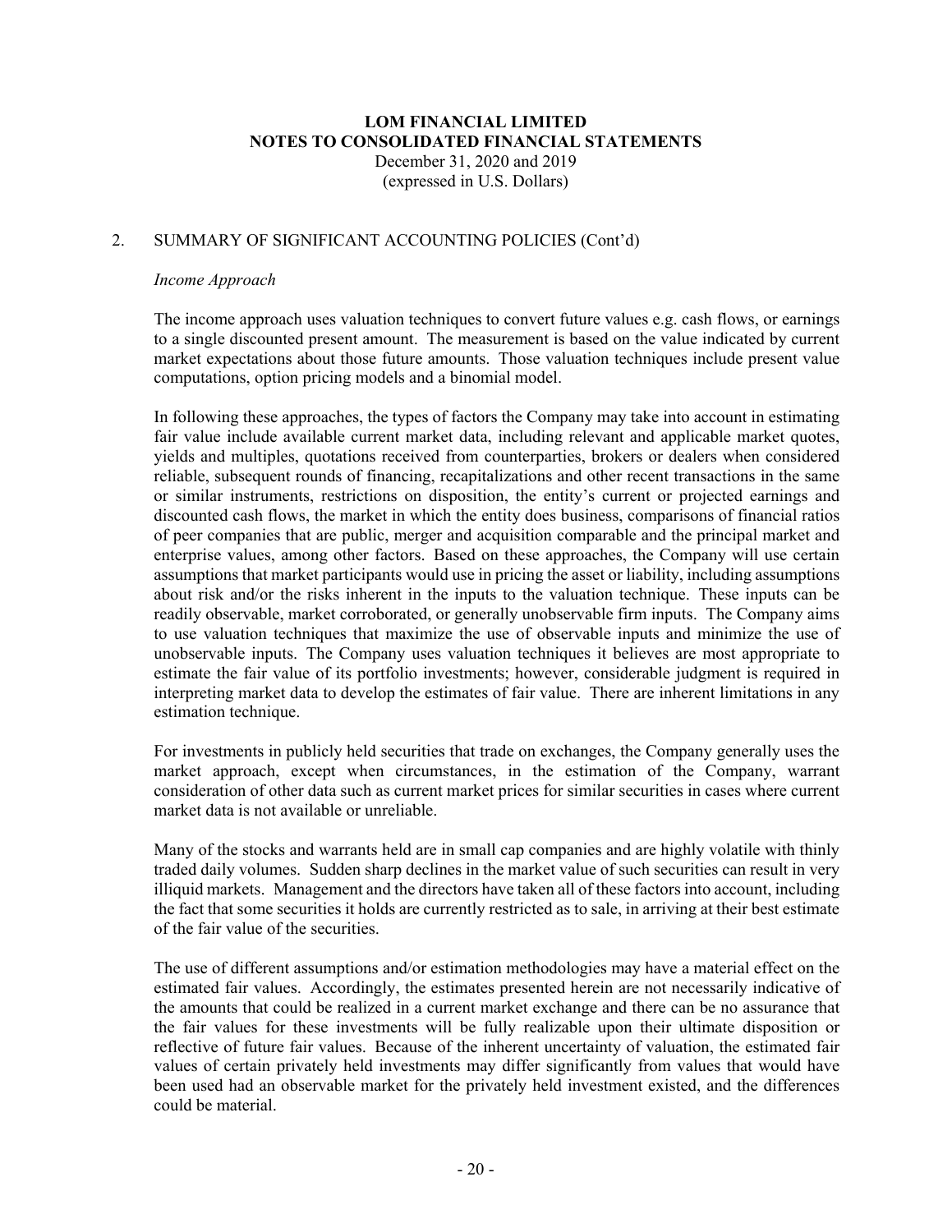## 2. SUMMARY OF SIGNIFICANT ACCOUNTING POLICIES (Cont'd)

*Income Approach*

The income approach uses valuation techniques to convert future values e.g. cash flows, or earnings to a single discounted present amount. The measurement is based on the value indicated by current market expectations about those future amounts. Those valuation techniques include present value computations, option pricing models and a binomial model.

In following these approaches, the types of factors the Company may take into account in estimating fair value include available current market data, including relevant and applicable market quotes, yields and multiples, quotations received from counterparties, brokers or dealers when considered reliable, subsequent rounds of financing, recapitalizations and other recent transactions in the same or similar instruments, restrictions on disposition, the entity's current or projected earnings and discounted cash flows, the market in which the entity does business, comparisons of financial ratios of peer companies that are public, merger and acquisition comparable and the principal market and enterprise values, among other factors. Based on these approaches, the Company will use certain assumptions that market participants would use in pricing the asset or liability, including assumptions about risk and/or the risks inherent in the inputs to the valuation technique. These inputs can be readily observable, market corroborated, or generally unobservable firm inputs. The Company aims to use valuation techniques that maximize the use of observable inputs and minimize the use of unobservable inputs. The Company uses valuation techniques it believes are most appropriate to estimate the fair value of its portfolio investments; however, considerable judgment is required in interpreting market data to develop the estimates of fair value. There are inherent limitations in any estimation technique.

For investments in publicly held securities that trade on exchanges, the Company generally uses the market approach, except when circumstances, in the estimation of the Company, warrant consideration of other data such as current market prices for similar securities in cases where current market data is not available or unreliable.

Many of the stocks and warrants held are in small cap companies and are highly volatile with thinly traded daily volumes. Sudden sharp declines in the market value of such securities can result in very illiquid markets. Management and the directors have taken all of these factors into account, including the fact that some securities it holds are currently restricted as to sale, in arriving at their best estimate of the fair value of the securities.

The use of different assumptions and/or estimation methodologies may have a material effect on the estimated fair values. Accordingly, the estimates presented herein are not necessarily indicative of the amounts that could be realized in a current market exchange and there can be no assurance that the fair values for these investments will be fully realizable upon their ultimate disposition or reflective of future fair values. Because of the inherent uncertainty of valuation, the estimated fair values of certain privately held investments may differ significantly from values that would have been used had an observable market for the privately held investment existed, and the differences could be material.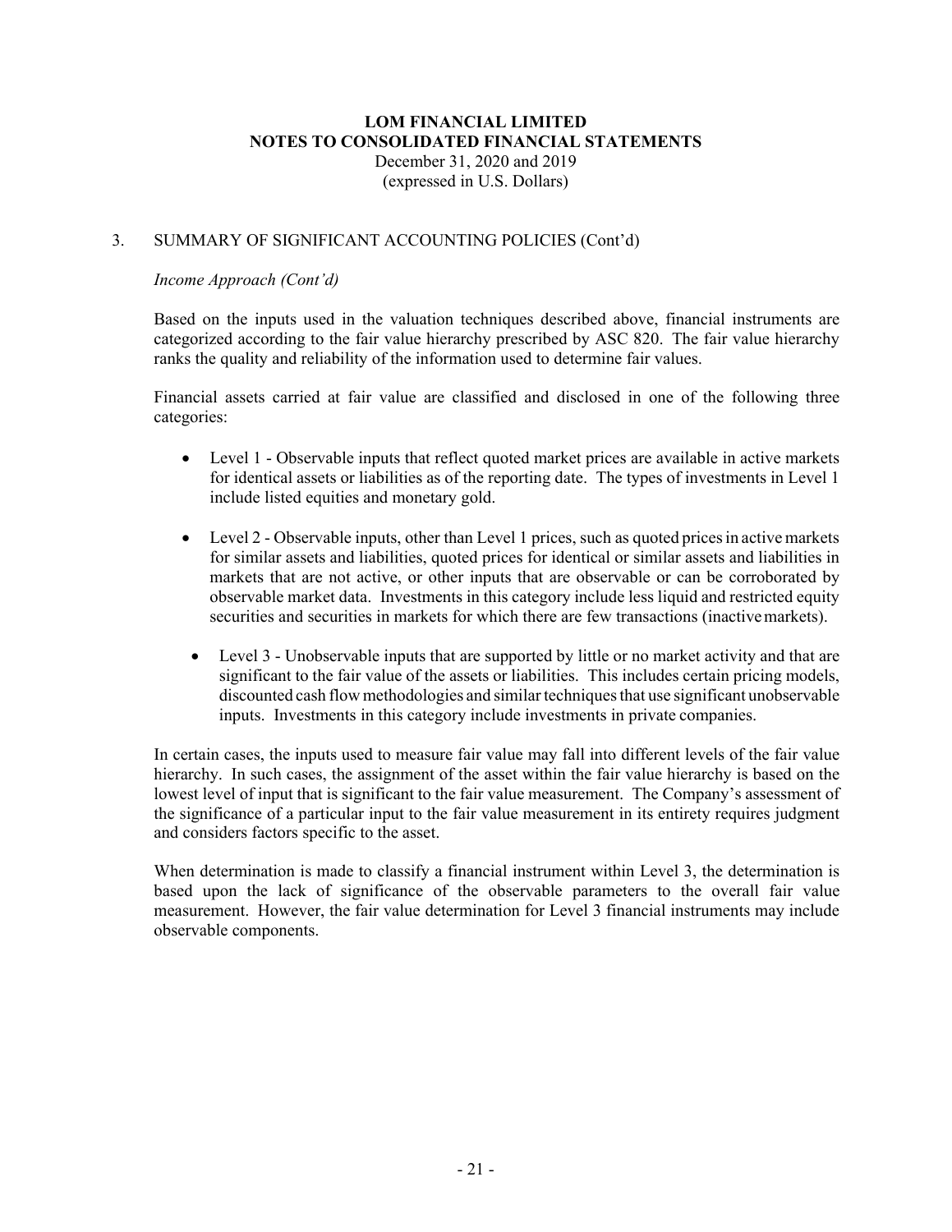**LOM FINANCIAL LIMITED**
**NOTES TO CONSOLIDATED FINANCIAL STATEMENTS**
December 31, 2020 and 2019
(expressed in U.S. Dollars)

3. SUMMARY OF SIGNIFICANT ACCOUNTING POLICIES (Cont'd)

*Income Approach (Cont'd)*

Based on the inputs used in the valuation techniques described above, financial instruments are categorized according to the fair value hierarchy prescribed by ASC 820. The fair value hierarchy ranks the quality and reliability of the information used to determine fair values.

Financial assets carried at fair value are classified and disclosed in one of the following three categories:

- Level 1 - Observable inputs that reflect quoted market prices are available in active markets for identical assets or liabilities as of the reporting date. The types of investments in Level 1 include listed equities and monetary gold.
- Level 2 - Observable inputs, other than Level 1 prices, such as quoted prices in active markets for similar assets and liabilities, quoted prices for identical or similar assets and liabilities in markets that are not active, or other inputs that are observable or can be corroborated by observable market data. Investments in this category include less liquid and restricted equity securities and securities in markets for which there are few transactions (inactive markets).
- Level 3 - Unobservable inputs that are supported by little or no market activity and that are significant to the fair value of the assets or liabilities. This includes certain pricing models, discounted cash flow methodologies and similar techniques that use significant unobservable inputs. Investments in this category include investments in private companies.

In certain cases, the inputs used to measure fair value may fall into different levels of the fair value hierarchy. In such cases, the assignment of the asset within the fair value hierarchy is based on the lowest level of input that is significant to the fair value measurement. The Company's assessment of the significance of a particular input to the fair value measurement in its entirety requires judgment and considers factors specific to the asset.

When determination is made to classify a financial instrument within Level 3, the determination is based upon the lack of significance of the observable parameters to the overall fair value measurement. However, the fair value determination for Level 3 financial instruments may include observable components.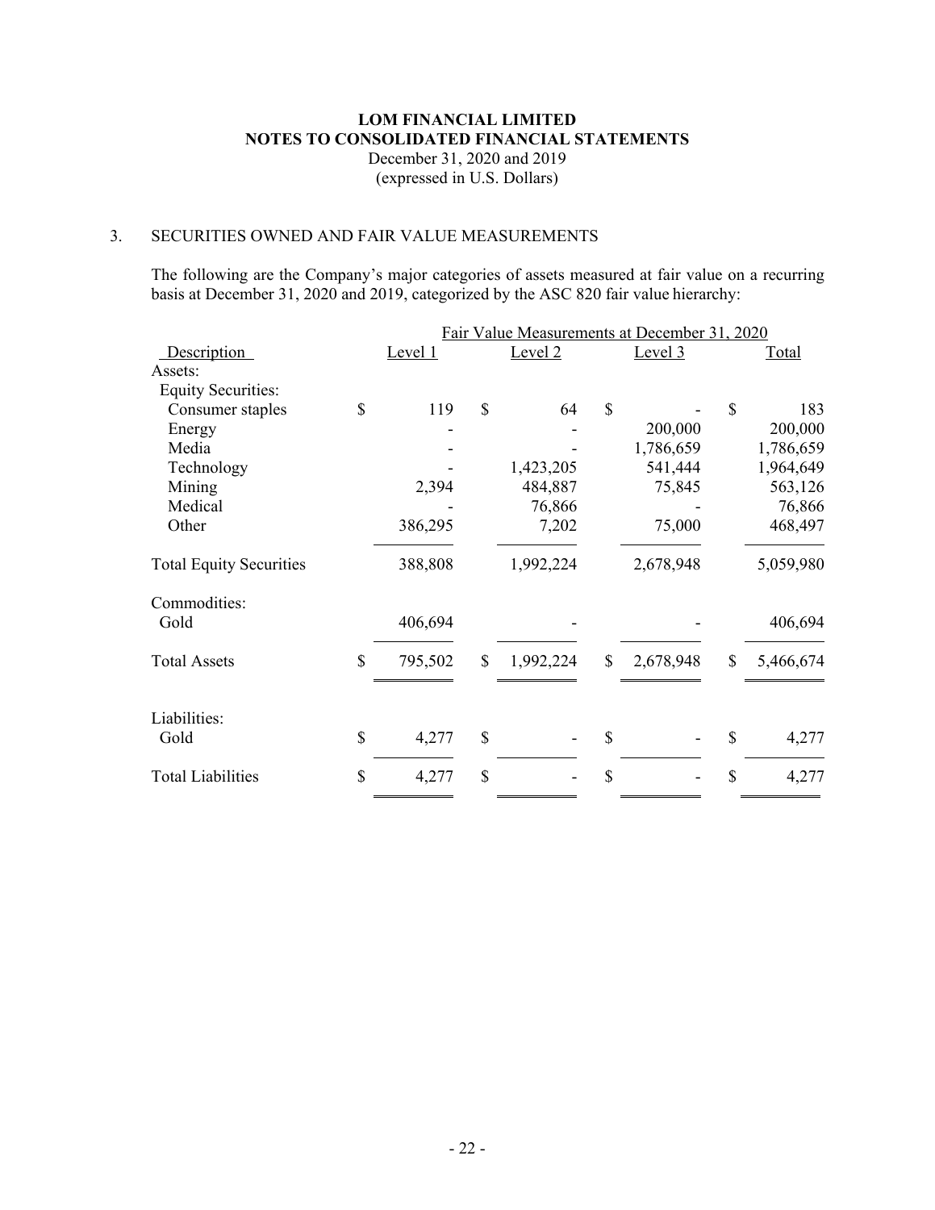**LOM FINANCIAL LIMITED**
**NOTES TO CONSOLIDATED FINANCIAL STATEMENTS**
December 31, 2020 and 2019
(expressed in U.S. Dollars)

## 3. SECURITIES OWNED AND FAIR VALUE MEASUREMENTS

The following are the Company's major categories of assets measured at fair value on a recurring basis at December 31, 2020 and 2019, categorized by the ASC 820 fair value hierarchy:

| | Fair Value Measurements at December 31, 2020 | | | |
|---|---|---|---|---|
| Description | Level 1 | Level 2 | Level 3 | Total |
| Assets: | | | | |
| Equity Securities: | | | | |
| Consumer staples | $ 119 | $ 64 | $ - | $ 183 |
| Energy | - | - | 200,000 | 200,000 |
| Media | - | - | 1,786,659 | 1,786,659 |
| Technology | - | 1,423,205 | 541,444 | 1,964,649 |
| Mining | 2,394 | 484,887 | 75,845 | 563,126 |
| Medical | - | 76,866 | - | 76,866 |
| Other | 386,295 | 7,202 | 75,000 | 468,497 |
| Total Equity Securities | 388,808 | 1,992,224 | 2,678,948 | 5,059,980 |
| Commodities: | | | | |
| Gold | 406,694 | - | - | 406,694 |
| Total Assets | $ 795,502 | $ 1,992,224 | $ 2,678,948 | $ 5,466,674 |
| Liabilities: | | | | |
| Gold | $ 4,277 | $ - | $ - | $ 4,277 |
| Total Liabilities | $ 4,277 | $ - | $ - | $ 4,277 |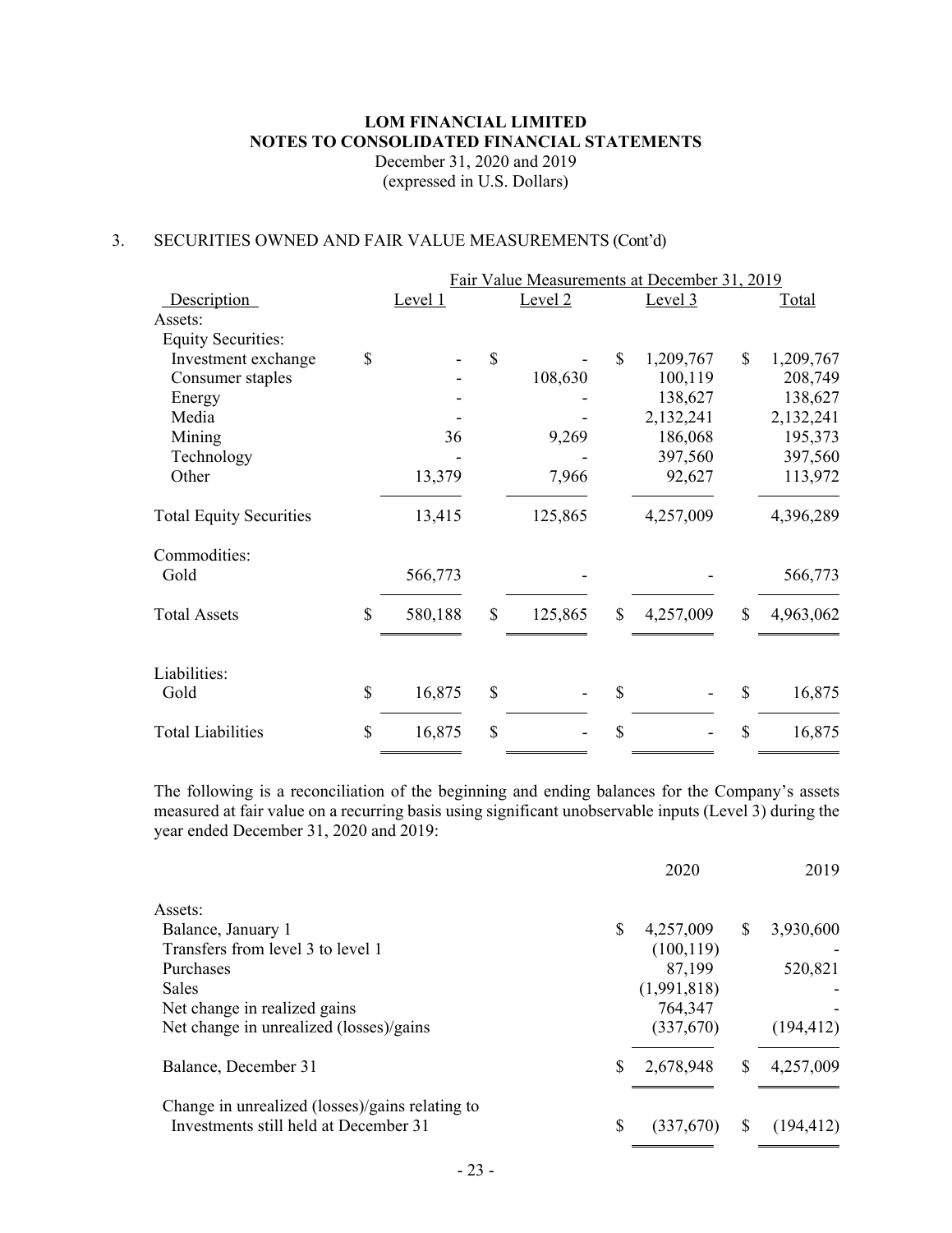**LOM FINANCIAL LIMITED**
**NOTES TO CONSOLIDATED FINANCIAL STATEMENTS**
December 31, 2020 and 2019
(expressed in U.S. Dollars)

3. SECURITIES OWNED AND FAIR VALUE MEASUREMENTS (Cont'd)

| | Fair Value Measurements at December 31, 2019 | | | |
|---|---|---|---|---|
| Description | Level 1 | Level 2 | Level 3 | Total |
| Assets: | | | | |
| Equity Securities: | | | | |
| Investment exchange | $ - | $ - | $ 1,209,767 | $ 1,209,767 |
| Consumer staples | - | 108,630 | 100,119 | 208,749 |
| Energy | - | - | 138,627 | 138,627 |
| Media | - | - | 2,132,241 | 2,132,241 |
| Mining | 36 | 9,269 | 186,068 | 195,373 |
| Technology | - | - | 397,560 | 397,560 |
| Other | 13,379 | 7,966 | 92,627 | 113,972 |
| Total Equity Securities | 13,415 | 125,865 | 4,257,009 | 4,396,289 |
| Commodities: | | | | |
| Gold | 566,773 | - | - | 566,773 |
| Total Assets | $ 580,188 | $ 125,865 | $ 4,257,009 | $ 4,963,062 |
| Liabilities: | | | | |
| Gold | $ 16,875 | $ - | $ - | $ 16,875 |
| Total Liabilities | $ 16,875 | $ - | $ - | $ 16,875 |

The following is a reconciliation of the beginning and ending balances for the Company's assets measured at fair value on a recurring basis using significant unobservable inputs (Level 3) during the year ended December 31, 2020 and 2019:

| | 2020 | 2019 |
|---|---|---|
| Assets: | | |
| Balance, January 1 | $ 4,257,009 | $ 3,930,600 |
| Transfers from level 3 to level 1 | (100,119) | - |
| Purchases | 87,199 | 520,821 |
| Sales | (1,991,818) | - |
| Net change in realized gains | 764,347 | - |
| Net change in unrealized (losses)/gains | (337,670) | (194,412) |
| Balance, December 31 | $ 2,678,948 | $ 4,257,009 |
| Change in unrealized (losses)/gains relating to Investments still held at December 31 | $ (337,670) | $ (194,412) |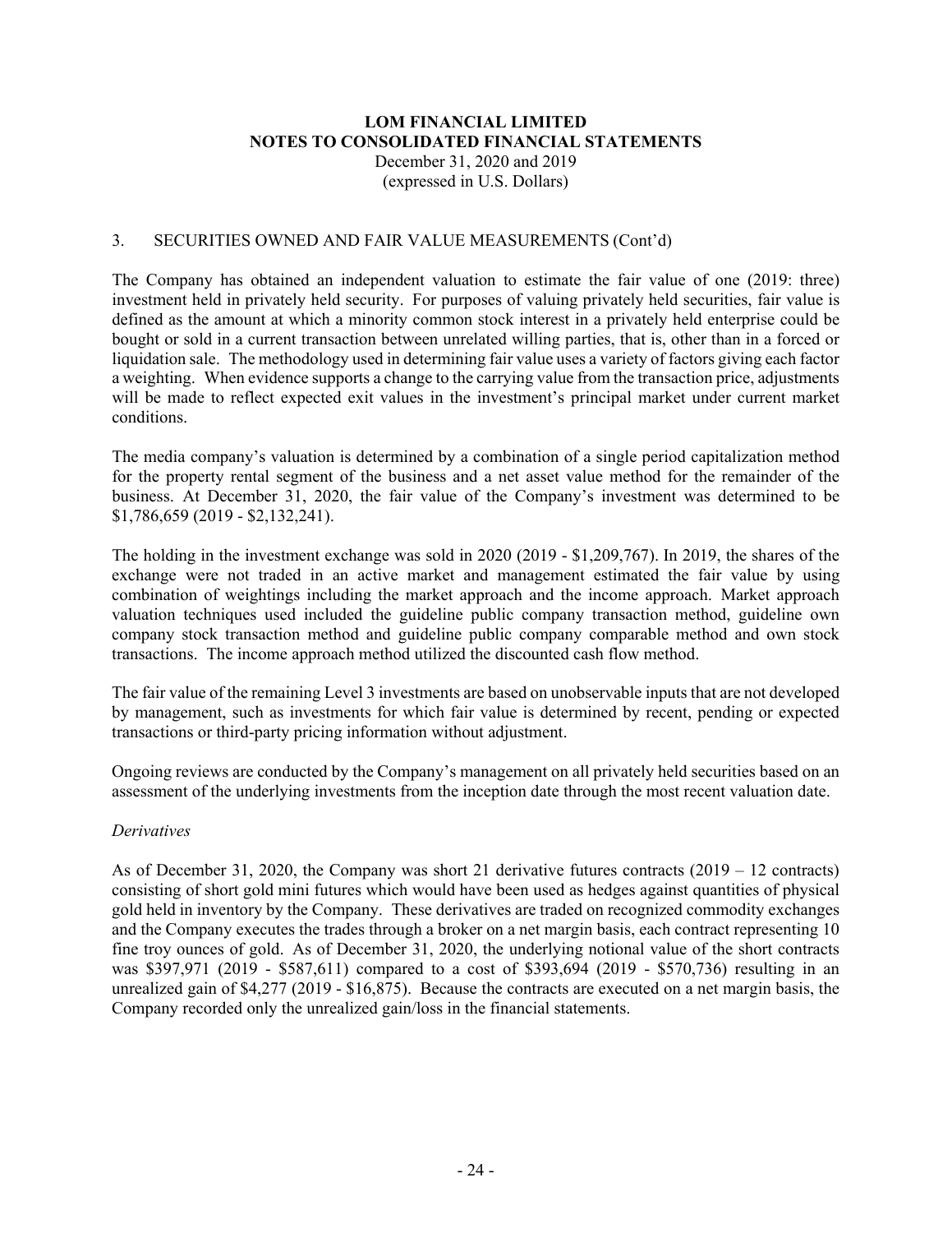**LOM FINANCIAL LIMITED**
**NOTES TO CONSOLIDATED FINANCIAL STATEMENTS**
December 31, 2020 and 2019
(expressed in U.S. Dollars)

3. SECURITIES OWNED AND FAIR VALUE MEASUREMENTS (Cont'd)

The Company has obtained an independent valuation to estimate the fair value of one (2019: three) investment held in privately held security. For purposes of valuing privately held securities, fair value is defined as the amount at which a minority common stock interest in a privately held enterprise could be bought or sold in a current transaction between unrelated willing parties, that is, other than in a forced or liquidation sale. The methodology used in determining fair value uses a variety of factors giving each factor a weighting. When evidence supports a change to the carrying value from the transaction price, adjustments will be made to reflect expected exit values in the investment's principal market under current market conditions.

The media company's valuation is determined by a combination of a single period capitalization method for the property rental segment of the business and a net asset value method for the remainder of the business. At December 31, 2020, the fair value of the Company's investment was determined to be $1,786,659 (2019 - $2,132,241).

The holding in the investment exchange was sold in 2020 (2019 - $1,209,767). In 2019, the shares of the exchange were not traded in an active market and management estimated the fair value by using combination of weightings including the market approach and the income approach. Market approach valuation techniques used included the guideline public company transaction method, guideline own company stock transaction method and guideline public company comparable method and own stock transactions. The income approach method utilized the discounted cash flow method.

The fair value of the remaining Level 3 investments are based on unobservable inputs that are not developed by management, such as investments for which fair value is determined by recent, pending or expected transactions or third-party pricing information without adjustment.

Ongoing reviews are conducted by the Company's management on all privately held securities based on an assessment of the underlying investments from the inception date through the most recent valuation date.

*Derivatives*

As of December 31, 2020, the Company was short 21 derivative futures contracts (2019 – 12 contracts) consisting of short gold mini futures which would have been used as hedges against quantities of physical gold held in inventory by the Company. These derivatives are traded on recognized commodity exchanges and the Company executes the trades through a broker on a net margin basis, each contract representing 10 fine troy ounces of gold. As of December 31, 2020, the underlying notional value of the short contracts was $397,971 (2019 - $587,611) compared to a cost of $393,694 (2019 - $570,736) resulting in an unrealized gain of $4,277 (2019 - $16,875). Because the contracts are executed on a net margin basis, the Company recorded only the unrealized gain/loss in the financial statements.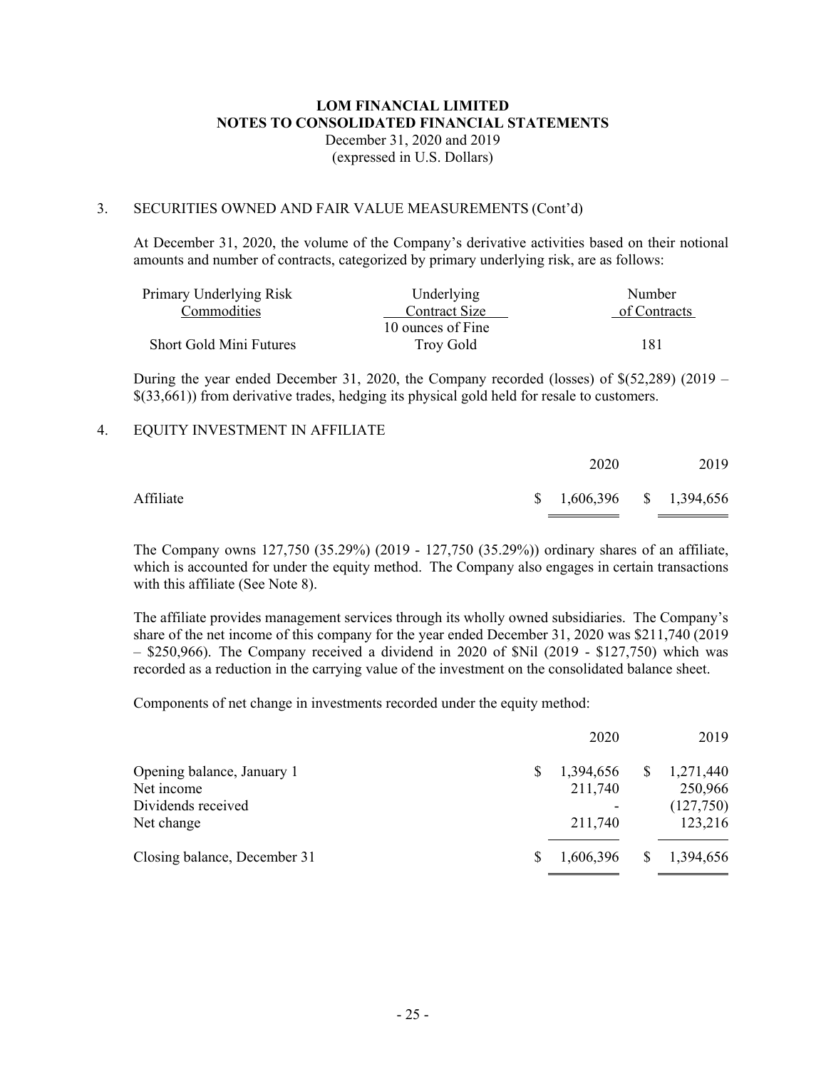**LOM FINANCIAL LIMITED**
**NOTES TO CONSOLIDATED FINANCIAL STATEMENTS**
December 31, 2020 and 2019
(expressed in U.S. Dollars)

3. SECURITIES OWNED AND FAIR VALUE MEASUREMENTS (Cont'd)

At December 31, 2020, the volume of the Company's derivative activities based on their notional amounts and number of contracts, categorized by primary underlying risk, are as follows:

| Primary Underlying Risk Commodities | Underlying Contract Size | Number of Contracts |
|---|---|---|
| Short Gold Mini Futures | 10 ounces of Fine Troy Gold | 181 |

During the year ended December 31, 2020, the Company recorded (losses) of $(52,289) (2019 – $(33,661)) from derivative trades, hedging its physical gold held for resale to customers.

4. EQUITY INVESTMENT IN AFFILIATE

| | 2020 | 2019 |
|---|---|---|
| Affiliate | $ 1,606,396 | $ 1,394,656 |

The Company owns 127,750 (35.29%) (2019 - 127,750 (35.29%)) ordinary shares of an affiliate, which is accounted for under the equity method. The Company also engages in certain transactions with this affiliate (See Note 8).

The affiliate provides management services through its wholly owned subsidiaries. The Company's share of the net income of this company for the year ended December 31, 2020 was $211,740 (2019 – $250,966). The Company received a dividend in 2020 of $Nil (2019 - $127,750) which was recorded as a reduction in the carrying value of the investment on the consolidated balance sheet.

Components of net change in investments recorded under the equity method:

| | 2020 | 2019 |
|---|---|---|
| Opening balance, January 1 | $ 1,394,656 | $ 1,271,440 |
| Net income | 211,740 | 250,966 |
| Dividends received | - | (127,750) |
| Net change | 211,740 | 123,216 |
| Closing balance, December 31 | $ 1,606,396 | $ 1,394,656 |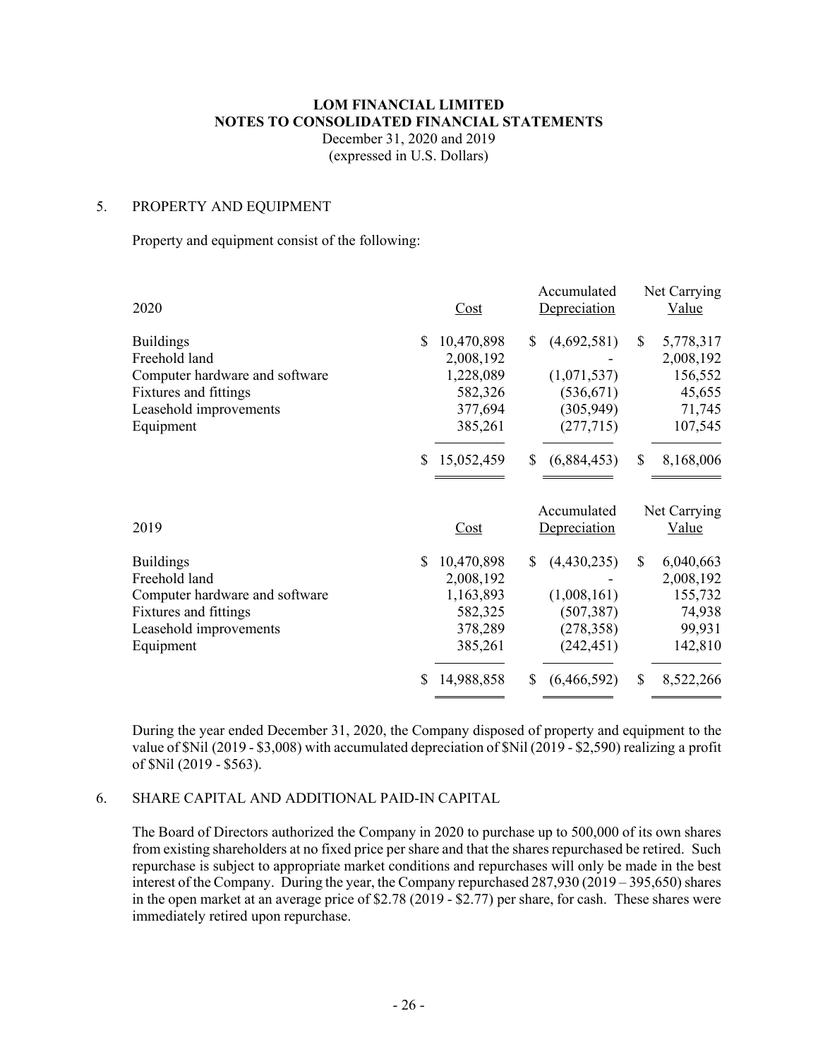**LOM FINANCIAL LIMITED**
**NOTES TO CONSOLIDATED FINANCIAL STATEMENTS**
December 31, 2020 and 2019
(expressed in U.S. Dollars)

## 5. PROPERTY AND EQUIPMENT

Property and equipment consist of the following:

| 2020 | Cost | Accumulated Depreciation | Net Carrying Value |
|---|---|---|---|
| Buildings | $ 10,470,898 | $ (4,692,581) | $ 5,778,317 |
| Freehold land | 2,008,192 | - | 2,008,192 |
| Computer hardware and software | 1,228,089 | (1,071,537) | 156,552 |
| Fixtures and fittings | 582,326 | (536,671) | 45,655 |
| Leasehold improvements | 377,694 | (305,949) | 71,745 |
| Equipment | 385,261 | (277,715) | 107,545 |
| | $ 15,052,459 | $ (6,884,453) | $ 8,168,006 |

| 2019 | Cost | Accumulated Depreciation | Net Carrying Value |
|---|---|---|---|
| Buildings | $ 10,470,898 | $ (4,430,235) | $ 6,040,663 |
| Freehold land | 2,008,192 | - | 2,008,192 |
| Computer hardware and software | 1,163,893 | (1,008,161) | 155,732 |
| Fixtures and fittings | 582,325 | (507,387) | 74,938 |
| Leasehold improvements | 378,289 | (278,358) | 99,931 |
| Equipment | 385,261 | (242,451) | 142,810 |
| | $ 14,988,858 | $ (6,466,592) | $ 8,522,266 |

During the year ended December 31, 2020, the Company disposed of property and equipment to the value of $Nil (2019 - $3,008) with accumulated depreciation of $Nil (2019 - $2,590) realizing a profit of $Nil (2019 - $563).

## 6. SHARE CAPITAL AND ADDITIONAL PAID-IN CAPITAL

The Board of Directors authorized the Company in 2020 to purchase up to 500,000 of its own shares from existing shareholders at no fixed price per share and that the shares repurchased be retired. Such repurchase is subject to appropriate market conditions and repurchases will only be made in the best interest of the Company. During the year, the Company repurchased 287,930 (2019 – 395,650) shares in the open market at an average price of $2.78 (2019 - $2.77) per share, for cash. These shares were immediately retired upon repurchase.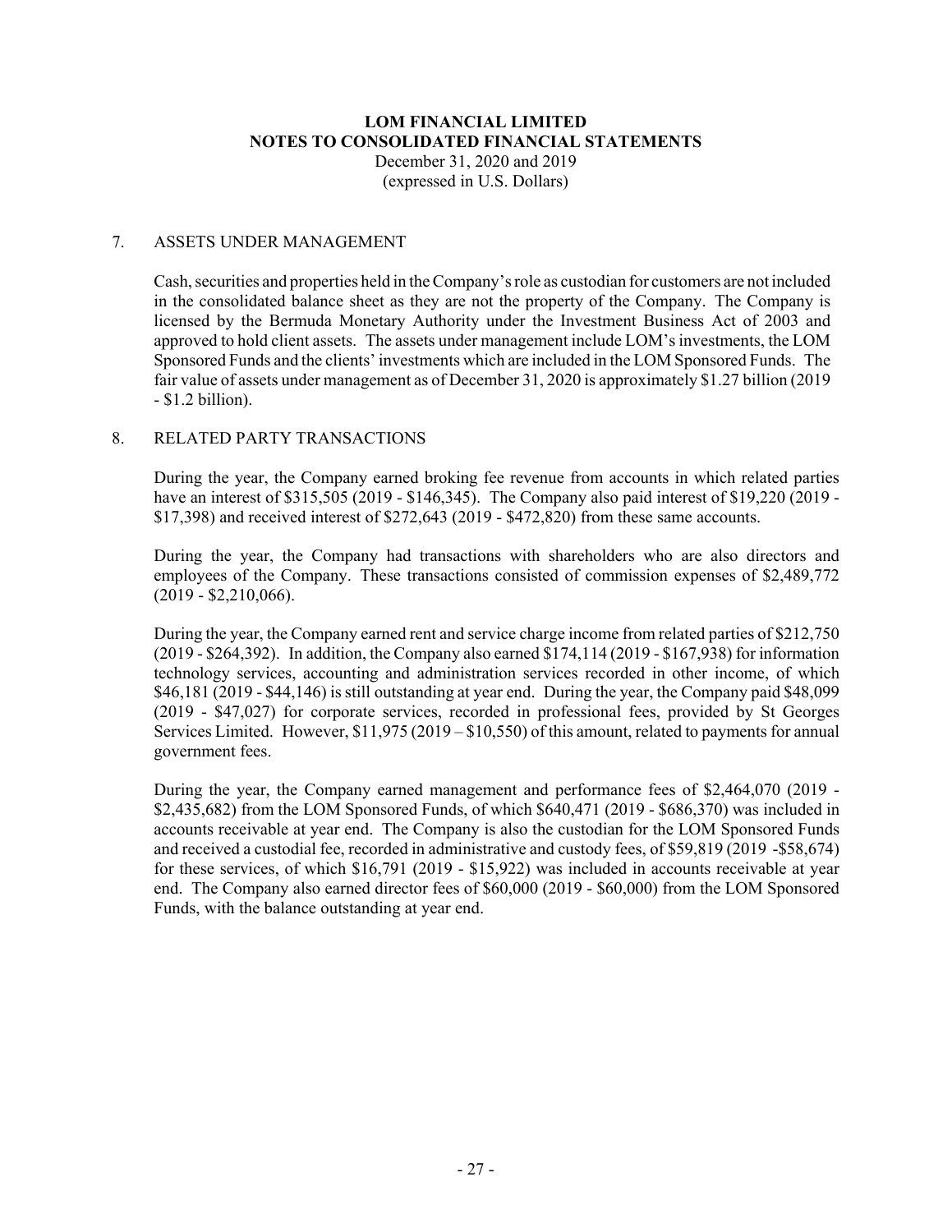**LOM FINANCIAL LIMITED**
**NOTES TO CONSOLIDATED FINANCIAL STATEMENTS**
December 31, 2020 and 2019
(expressed in U.S. Dollars)

## 7. ASSETS UNDER MANAGEMENT

Cash, securities and properties held in the Company's role as custodian for customers are not included in the consolidated balance sheet as they are not the property of the Company. The Company is licensed by the Bermuda Monetary Authority under the Investment Business Act of 2003 and approved to hold client assets. The assets under management include LOM's investments, the LOM Sponsored Funds and the clients' investments which are included in the LOM Sponsored Funds. The fair value of assets under management as of December 31, 2020 is approximately $1.27 billion (2019 - $1.2 billion).

## 8. RELATED PARTY TRANSACTIONS

During the year, the Company earned broking fee revenue from accounts in which related parties have an interest of $315,505 (2019 - $146,345). The Company also paid interest of $19,220 (2019 - $17,398) and received interest of $272,643 (2019 - $472,820) from these same accounts.

During the year, the Company had transactions with shareholders who are also directors and employees of the Company. These transactions consisted of commission expenses of $2,489,772 (2019 - $2,210,066).

During the year, the Company earned rent and service charge income from related parties of $212,750 (2019 - $264,392). In addition, the Company also earned $174,114 (2019 - $167,938) for information technology services, accounting and administration services recorded in other income, of which $46,181 (2019 - $44,146) is still outstanding at year end. During the year, the Company paid $48,099 (2019 - $47,027) for corporate services, recorded in professional fees, provided by St Georges Services Limited. However, $11,975 (2019 – $10,550) of this amount, related to payments for annual government fees.

During the year, the Company earned management and performance fees of $2,464,070 (2019 - $2,435,682) from the LOM Sponsored Funds, of which $640,471 (2019 - $686,370) was included in accounts receivable at year end. The Company is also the custodian for the LOM Sponsored Funds and received a custodial fee, recorded in administrative and custody fees, of $59,819 (2019 -$58,674) for these services, of which $16,791 (2019 - $15,922) was included in accounts receivable at year end. The Company also earned director fees of $60,000 (2019 - $60,000) from the LOM Sponsored Funds, with the balance outstanding at year end.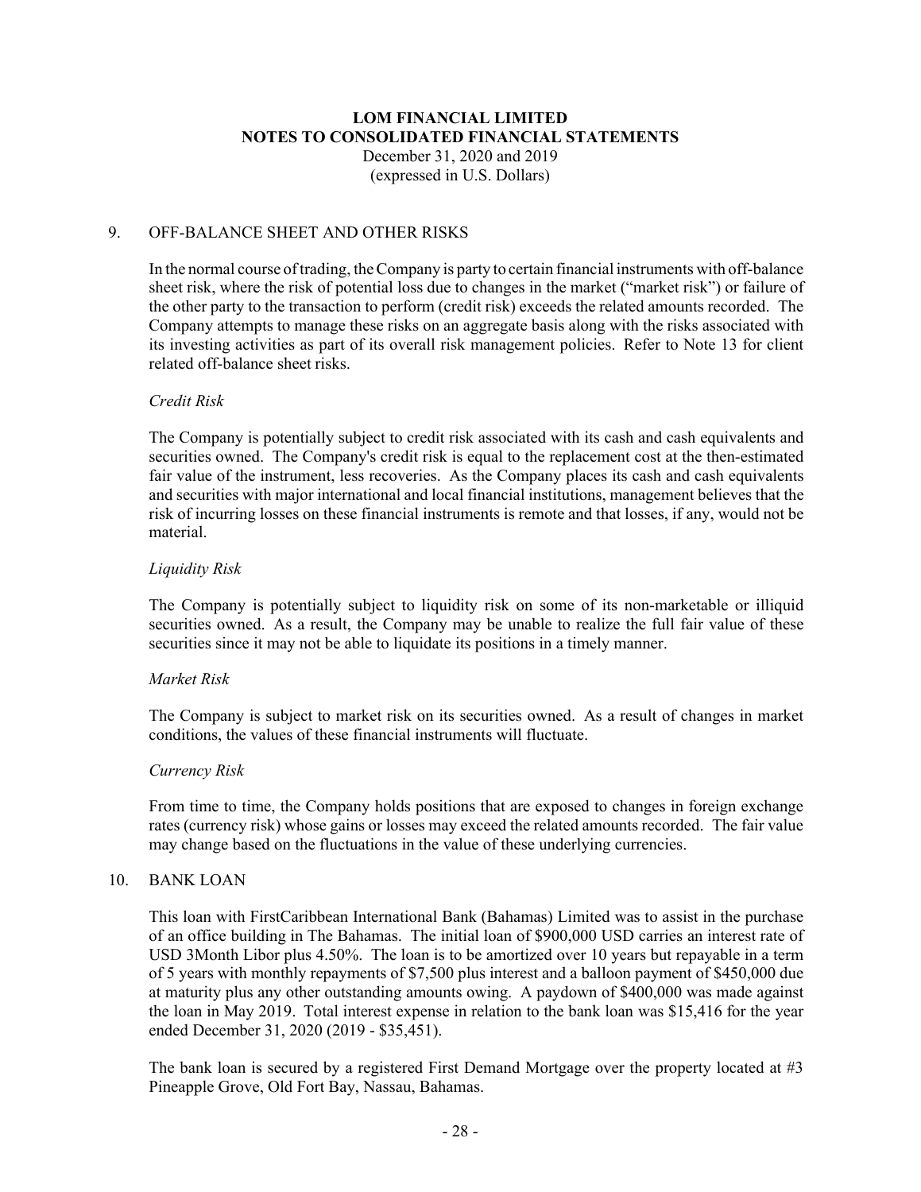# LOM FINANCIAL LIMITED
## NOTES TO CONSOLIDATED FINANCIAL STATEMENTS
December 31, 2020 and 2019
(expressed in U.S. Dollars)

## 9. OFF-BALANCE SHEET AND OTHER RISKS

In the normal course of trading, the Company is party to certain financial instruments with off-balance sheet risk, where the risk of potential loss due to changes in the market ("market risk") or failure of the other party to the transaction to perform (credit risk) exceeds the related amounts recorded. The Company attempts to manage these risks on an aggregate basis along with the risks associated with its investing activities as part of its overall risk management policies. Refer to Note 13 for client related off-balance sheet risks.

*Credit Risk*

The Company is potentially subject to credit risk associated with its cash and cash equivalents and securities owned. The Company's credit risk is equal to the replacement cost at the then-estimated fair value of the instrument, less recoveries. As the Company places its cash and cash equivalents and securities with major international and local financial institutions, management believes that the risk of incurring losses on these financial instruments is remote and that losses, if any, would not be material.

*Liquidity Risk*

The Company is potentially subject to liquidity risk on some of its non-marketable or illiquid securities owned. As a result, the Company may be unable to realize the full fair value of these securities since it may not be able to liquidate its positions in a timely manner.

*Market Risk*

The Company is subject to market risk on its securities owned. As a result of changes in market conditions, the values of these financial instruments will fluctuate.

*Currency Risk*

From time to time, the Company holds positions that are exposed to changes in foreign exchange rates (currency risk) whose gains or losses may exceed the related amounts recorded. The fair value may change based on the fluctuations in the value of these underlying currencies.

## 10. BANK LOAN

This loan with FirstCaribbean International Bank (Bahamas) Limited was to assist in the purchase of an office building in The Bahamas. The initial loan of $900,000 USD carries an interest rate of USD 3Month Libor plus 4.50%. The loan is to be amortized over 10 years but repayable in a term of 5 years with monthly repayments of $7,500 plus interest and a balloon payment of $450,000 due at maturity plus any other outstanding amounts owing. A paydown of $400,000 was made against the loan in May 2019. Total interest expense in relation to the bank loan was $15,416 for the year ended December 31, 2020 (2019 - $35,451).

The bank loan is secured by a registered First Demand Mortgage over the property located at #3 Pineapple Grove, Old Fort Bay, Nassau, Bahamas.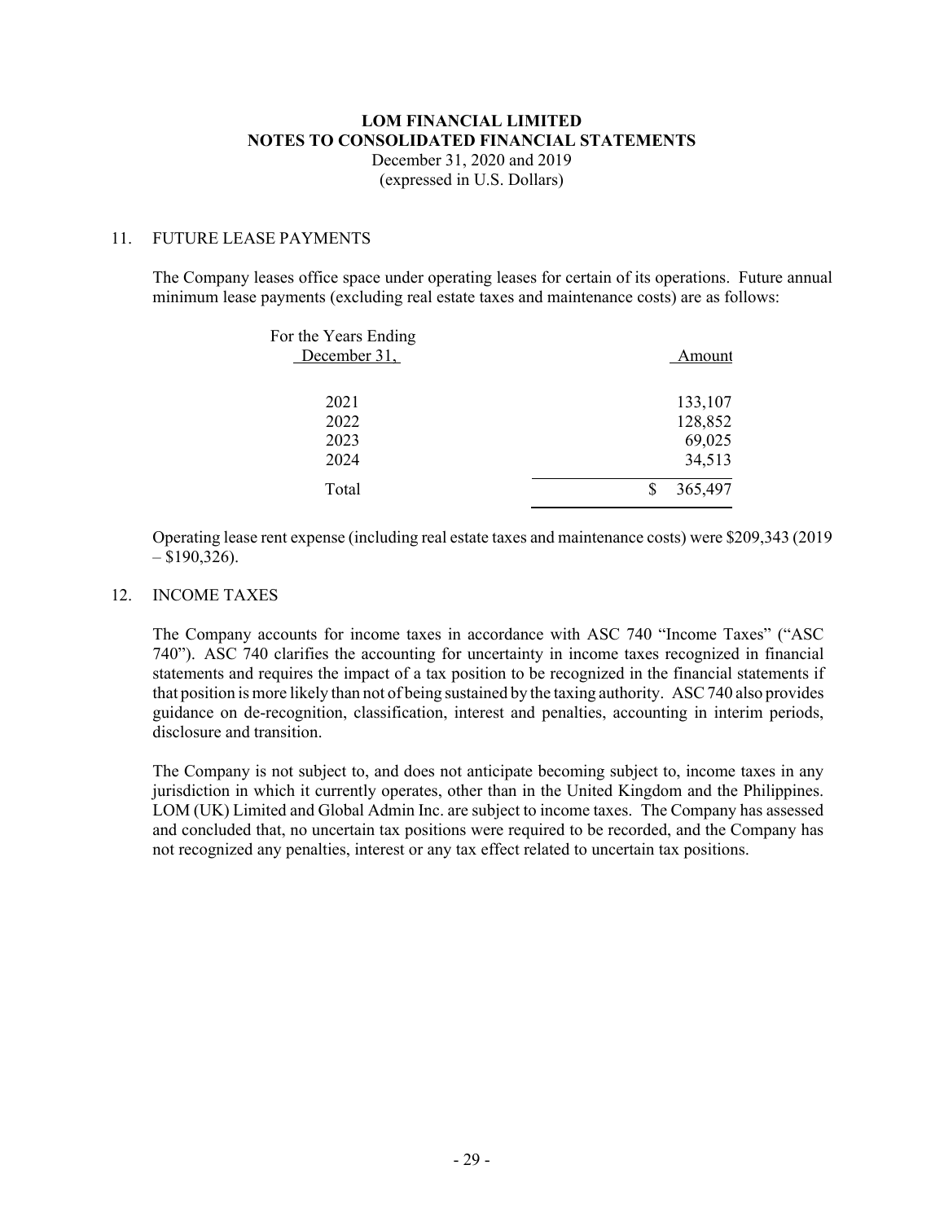**LOM FINANCIAL LIMITED**
**NOTES TO CONSOLIDATED FINANCIAL STATEMENTS**
December 31, 2020 and 2019
(expressed in U.S. Dollars)

## 11. FUTURE LEASE PAYMENTS

The Company leases office space under operating leases for certain of its operations. Future annual minimum lease payments (excluding real estate taxes and maintenance costs) are as follows:

| For the Years Ending December 31, | Amount |
|---|---|
| 2021 | 133,107 |
| 2022 | 128,852 |
| 2023 | 69,025 |
| 2024 | 34,513 |
| Total | $ 365,497 |

Operating lease rent expense (including real estate taxes and maintenance costs) were $209,343 (2019 – $190,326).

## 12. INCOME TAXES

The Company accounts for income taxes in accordance with ASC 740 "Income Taxes" ("ASC 740"). ASC 740 clarifies the accounting for uncertainty in income taxes recognized in financial statements and requires the impact of a tax position to be recognized in the financial statements if that position is more likely than not of being sustained by the taxing authority. ASC 740 also provides guidance on de-recognition, classification, interest and penalties, accounting in interim periods, disclosure and transition.

The Company is not subject to, and does not anticipate becoming subject to, income taxes in any jurisdiction in which it currently operates, other than in the United Kingdom and the Philippines. LOM (UK) Limited and Global Admin Inc. are subject to income taxes. The Company has assessed and concluded that, no uncertain tax positions were required to be recorded, and the Company has not recognized any penalties, interest or any tax effect related to uncertain tax positions.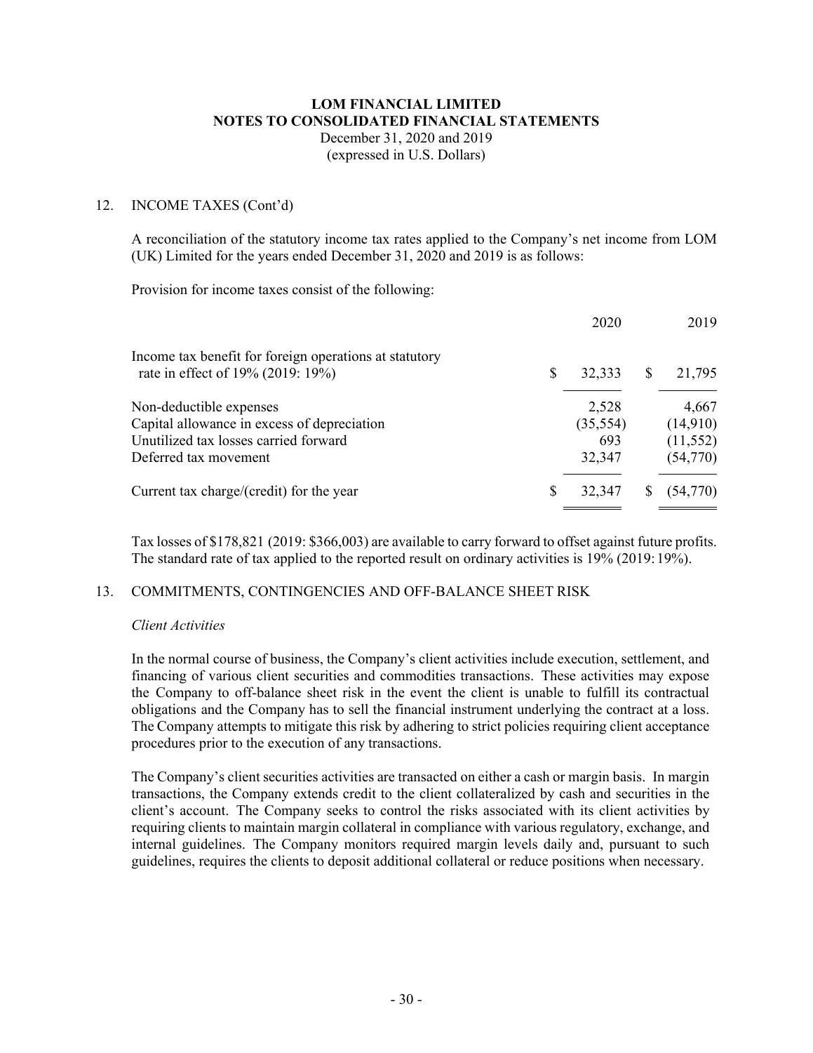**LOM FINANCIAL LIMITED**
**NOTES TO CONSOLIDATED FINANCIAL STATEMENTS**
December 31, 2020 and 2019
(expressed in U.S. Dollars)

12. INCOME TAXES (Cont'd)

A reconciliation of the statutory income tax rates applied to the Company's net income from LOM (UK) Limited for the years ended December 31, 2020 and 2019 is as follows:

Provision for income taxes consist of the following:

| | 2020 | 2019 |
|---|---|---|
| Income tax benefit for foreign operations at statutory rate in effect of 19% (2019: 19%) | $ 32,333 | $ 21,795 |
| Non-deductible expenses | 2,528 | 4,667 |
| Capital allowance in excess of depreciation | (35,554) | (14,910) |
| Unutilized tax losses carried forward | 693 | (11,552) |
| Deferred tax movement | 32,347 | (54,770) |
| Current tax charge/(credit) for the year | $ 32,347 | $ (54,770) |

Tax losses of $178,821 (2019: $366,003) are available to carry forward to offset against future profits. The standard rate of tax applied to the reported result on ordinary activities is 19% (2019: 19%).

13. COMMITMENTS, CONTINGENCIES AND OFF-BALANCE SHEET RISK

*Client Activities*

In the normal course of business, the Company's client activities include execution, settlement, and financing of various client securities and commodities transactions. These activities may expose the Company to off-balance sheet risk in the event the client is unable to fulfill its contractual obligations and the Company has to sell the financial instrument underlying the contract at a loss. The Company attempts to mitigate this risk by adhering to strict policies requiring client acceptance procedures prior to the execution of any transactions.

The Company's client securities activities are transacted on either a cash or margin basis. In margin transactions, the Company extends credit to the client collateralized by cash and securities in the client's account. The Company seeks to control the risks associated with its client activities by requiring clients to maintain margin collateral in compliance with various regulatory, exchange, and internal guidelines. The Company monitors required margin levels daily and, pursuant to such guidelines, requires the clients to deposit additional collateral or reduce positions when necessary.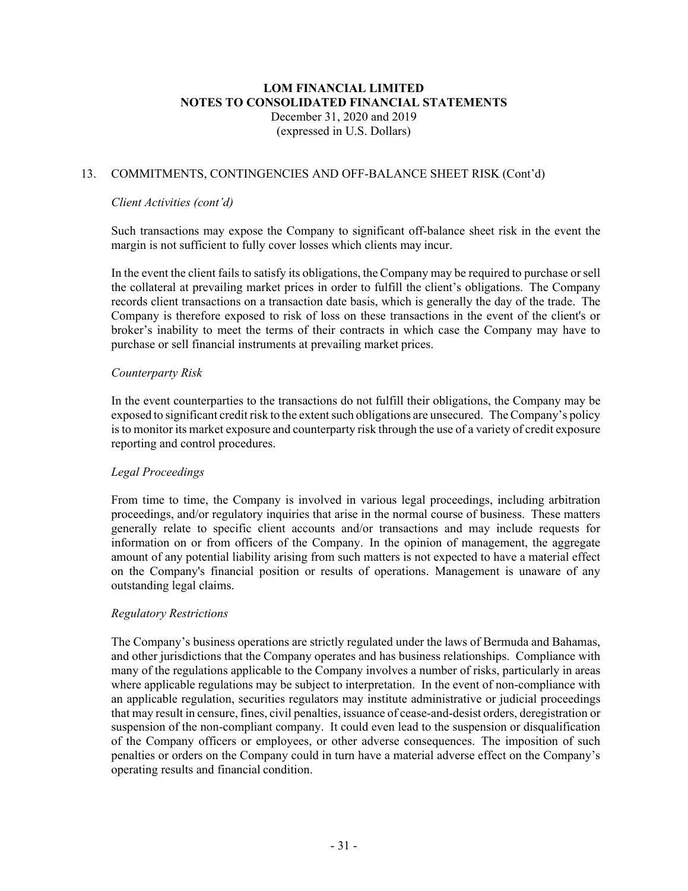# LOM FINANCIAL LIMITED
## NOTES TO CONSOLIDATED FINANCIAL STATEMENTS
December 31, 2020 and 2019
(expressed in U.S. Dollars)

13. COMMITMENTS, CONTINGENCIES AND OFF-BALANCE SHEET RISK (Cont'd)

*Client Activities (cont'd)*

Such transactions may expose the Company to significant off-balance sheet risk in the event the margin is not sufficient to fully cover losses which clients may incur.

In the event the client fails to satisfy its obligations, the Company may be required to purchase or sell the collateral at prevailing market prices in order to fulfill the client's obligations. The Company records client transactions on a transaction date basis, which is generally the day of the trade. The Company is therefore exposed to risk of loss on these transactions in the event of the client's or broker's inability to meet the terms of their contracts in which case the Company may have to purchase or sell financial instruments at prevailing market prices.

*Counterparty Risk*

In the event counterparties to the transactions do not fulfill their obligations, the Company may be exposed to significant credit risk to the extent such obligations are unsecured. The Company's policy is to monitor its market exposure and counterparty risk through the use of a variety of credit exposure reporting and control procedures.

*Legal Proceedings*

From time to time, the Company is involved in various legal proceedings, including arbitration proceedings, and/or regulatory inquiries that arise in the normal course of business. These matters generally relate to specific client accounts and/or transactions and may include requests for information on or from officers of the Company. In the opinion of management, the aggregate amount of any potential liability arising from such matters is not expected to have a material effect on the Company's financial position or results of operations. Management is unaware of any outstanding legal claims.

*Regulatory Restrictions*

The Company's business operations are strictly regulated under the laws of Bermuda and Bahamas, and other jurisdictions that the Company operates and has business relationships. Compliance with many of the regulations applicable to the Company involves a number of risks, particularly in areas where applicable regulations may be subject to interpretation. In the event of non-compliance with an applicable regulation, securities regulators may institute administrative or judicial proceedings that may result in censure, fines, civil penalties, issuance of cease-and-desist orders, deregistration or suspension of the non-compliant company. It could even lead to the suspension or disqualification of the Company officers or employees, or other adverse consequences. The imposition of such penalties or orders on the Company could in turn have a material adverse effect on the Company's operating results and financial condition.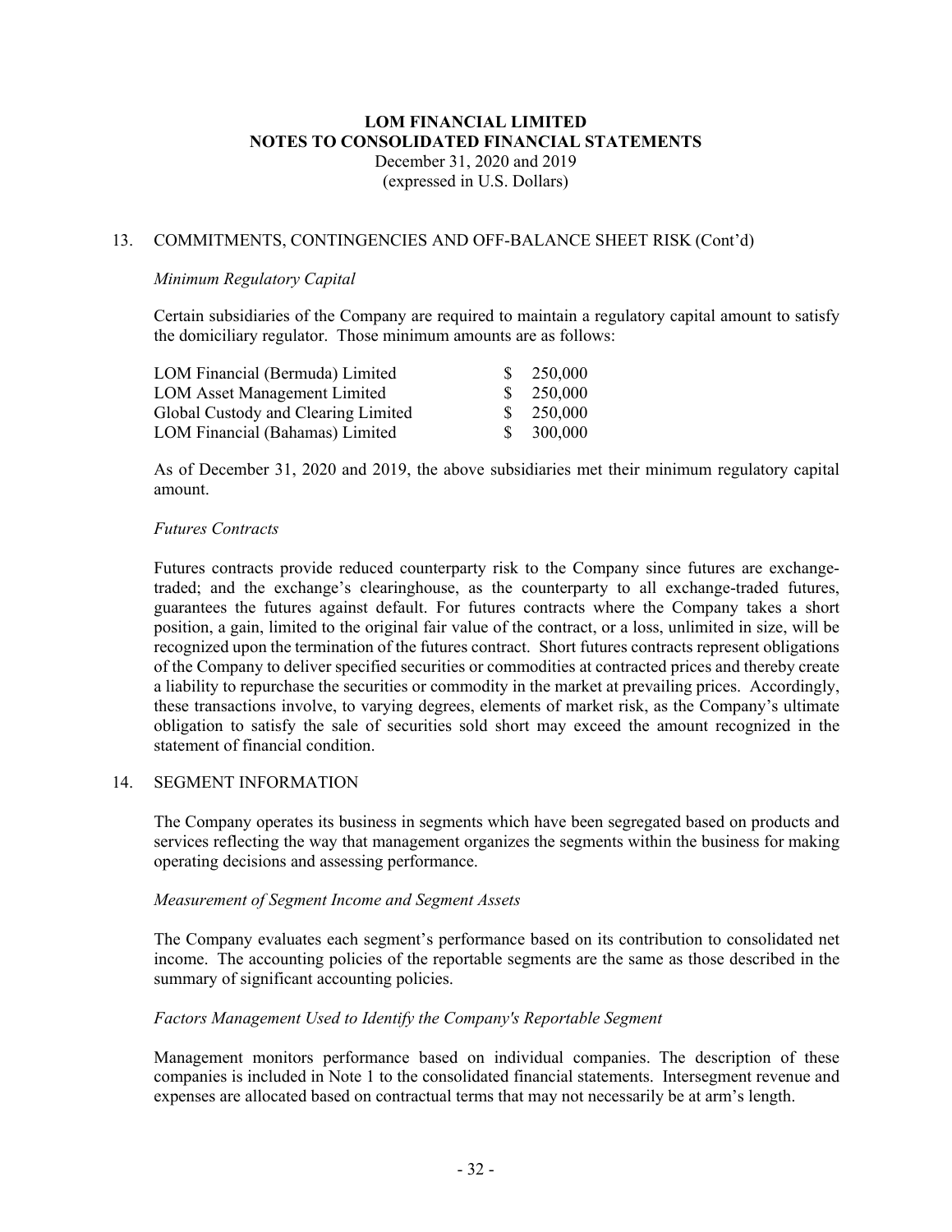# LOM FINANCIAL LIMITED
## NOTES TO CONSOLIDATED FINANCIAL STATEMENTS
December 31, 2020 and 2019
(expressed in U.S. Dollars)

### 13. COMMITMENTS, CONTINGENCIES AND OFF-BALANCE SHEET RISK (Cont'd)

*Minimum Regulatory Capital*

Certain subsidiaries of the Company are required to maintain a regulatory capital amount to satisfy the domiciliary regulator. Those minimum amounts are as follows:

| | |
|---|---|
| LOM Financial (Bermuda) Limited | $ 250,000 |
| LOM Asset Management Limited | $ 250,000 |
| Global Custody and Clearing Limited | $ 250,000 |
| LOM Financial (Bahamas) Limited | $ 300,000 |

As of December 31, 2020 and 2019, the above subsidiaries met their minimum regulatory capital amount.

*Futures Contracts*

Futures contracts provide reduced counterparty risk to the Company since futures are exchange-traded; and the exchange's clearinghouse, as the counterparty to all exchange-traded futures, guarantees the futures against default. For futures contracts where the Company takes a short position, a gain, limited to the original fair value of the contract, or a loss, unlimited in size, will be recognized upon the termination of the futures contract. Short futures contracts represent obligations of the Company to deliver specified securities or commodities at contracted prices and thereby create a liability to repurchase the securities or commodity in the market at prevailing prices. Accordingly, these transactions involve, to varying degrees, elements of market risk, as the Company's ultimate obligation to satisfy the sale of securities sold short may exceed the amount recognized in the statement of financial condition.

### 14. SEGMENT INFORMATION

The Company operates its business in segments which have been segregated based on products and services reflecting the way that management organizes the segments within the business for making operating decisions and assessing performance.

*Measurement of Segment Income and Segment Assets*

The Company evaluates each segment's performance based on its contribution to consolidated net income. The accounting policies of the reportable segments are the same as those described in the summary of significant accounting policies.

*Factors Management Used to Identify the Company's Reportable Segment*

Management monitors performance based on individual companies. The description of these companies is included in Note 1 to the consolidated financial statements. Intersegment revenue and expenses are allocated based on contractual terms that may not necessarily be at arm's length.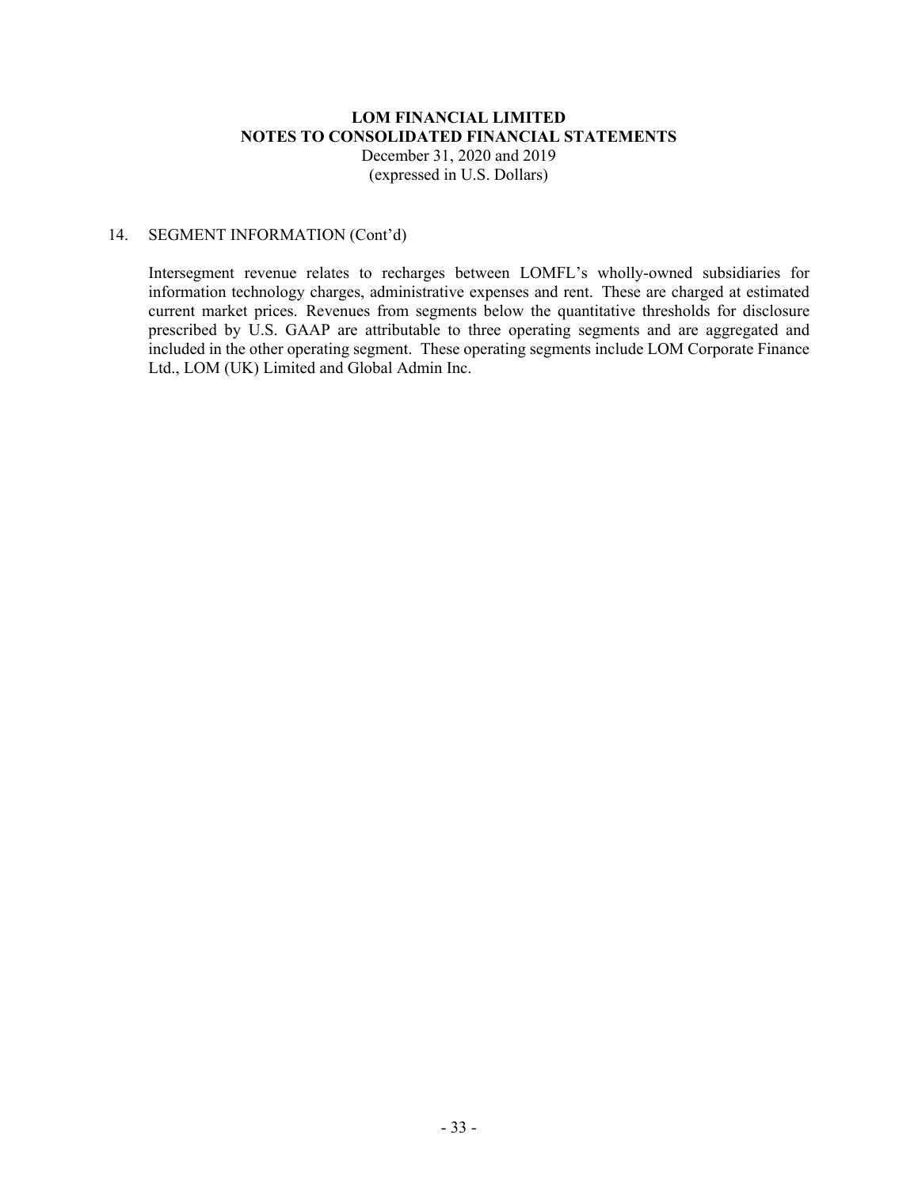# LOM FINANCIAL LIMITED
## NOTES TO CONSOLIDATED FINANCIAL STATEMENTS
December 31, 2020 and 2019
(expressed in U.S. Dollars)

### 14. SEGMENT INFORMATION (Cont'd)

Intersegment revenue relates to recharges between LOMFL's wholly-owned subsidiaries for information technology charges, administrative expenses and rent. These are charged at estimated current market prices. Revenues from segments below the quantitative thresholds for disclosure prescribed by U.S. GAAP are attributable to three operating segments and are aggregated and included in the other operating segment. These operating segments include LOM Corporate Finance Ltd., LOM (UK) Limited and Global Admin Inc.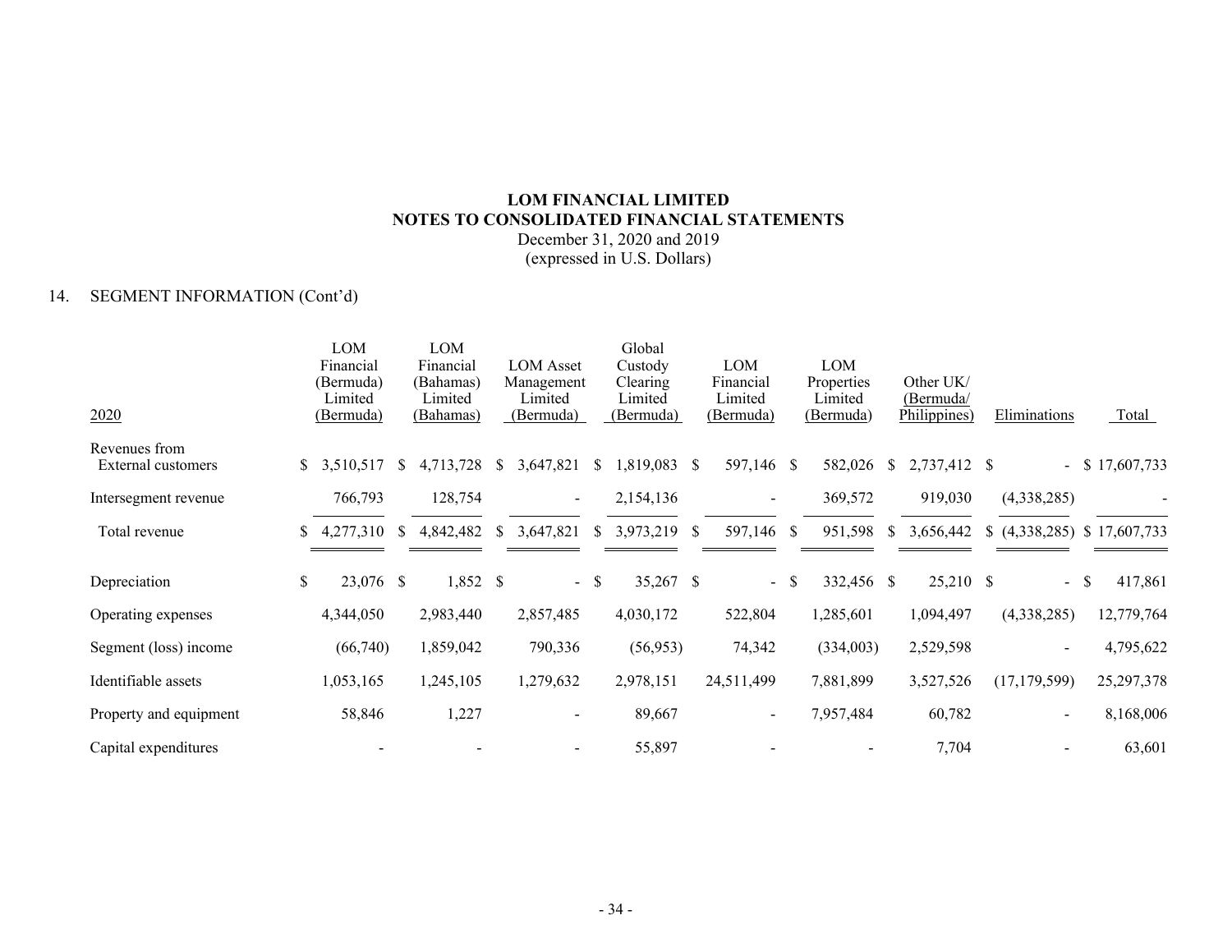# LOM FINANCIAL LIMITED
## NOTES TO CONSOLIDATED FINANCIAL STATEMENTS
December 31, 2020 and 2019
(expressed in U.S. Dollars)

14. SEGMENT INFORMATION (Cont'd)

| 2020 | LOM Financial (Bermuda) Limited (Bermuda) | LOM Financial (Bahamas) Limited (Bahamas) | LOM Asset Management Limited (Bermuda) | Global Custody Clearing Limited (Bermuda) | LOM Financial Limited (Bermuda) | LOM Properties Limited (Bermuda) | Other UK/ (Bermuda/ Philippines) | Eliminations | Total |
|---|---|---|---|---|---|---|---|---|---|
| Revenues from External customers | $ 3,510,517 | $ 4,713,728 | $ 3,647,821 | $ 1,819,083 | $ 597,146 | $ 582,026 | $ 2,737,412 | $ - | $ 17,607,733 |
| Intersegment revenue | 766,793 | 128,754 | - | 2,154,136 | - | 369,572 | 919,030 | (4,338,285) | - |
| Total revenue | $ 4,277,310 | $ 4,842,482 | $ 3,647,821 | $ 3,973,219 | $ 597,146 | $ 951,598 | $ 3,656,442 | $ (4,338,285) | $ 17,607,733 |
| Depreciation | $ 23,076 | $ 1,852 | $ - | $ 35,267 | $ - | $ 332,456 | $ 25,210 | $ - | $ 417,861 |
| Operating expenses | 4,344,050 | 2,983,440 | 2,857,485 | 4,030,172 | 522,804 | 1,285,601 | 1,094,497 | (4,338,285) | 12,779,764 |
| Segment (loss) income | (66,740) | 1,859,042 | 790,336 | (56,953) | 74,342 | (334,003) | 2,529,598 | - | 4,795,622 |
| Identifiable assets | 1,053,165 | 1,245,105 | 1,279,632 | 2,978,151 | 24,511,499 | 7,881,899 | 3,527,526 | (17,179,599) | 25,297,378 |
| Property and equipment | 58,846 | 1,227 | - | 89,667 | - | 7,957,484 | 60,782 | - | 8,168,006 |
| Capital expenditures | - | - | - | 55,897 | - | - | 7,704 | - | 63,601 |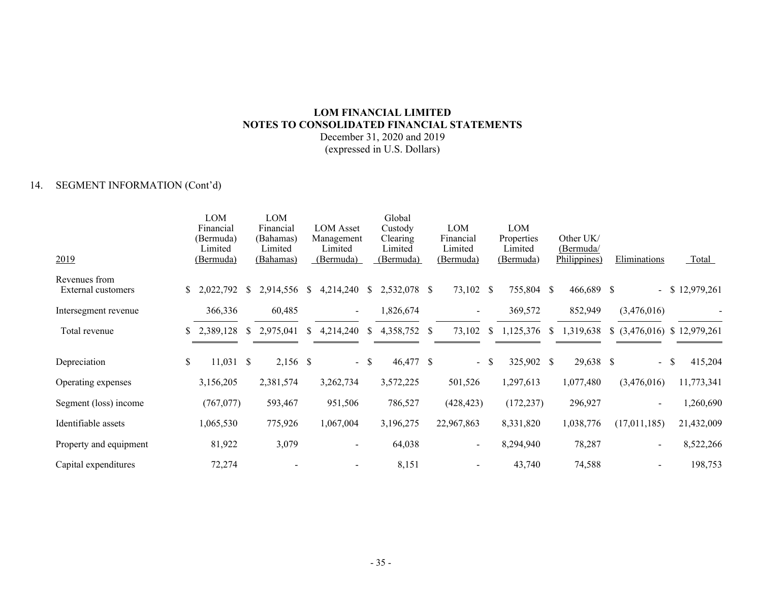**LOM FINANCIAL LIMITED**
**NOTES TO CONSOLIDATED FINANCIAL STATEMENTS**
December 31, 2020 and 2019
(expressed in U.S. Dollars)

14. SEGMENT INFORMATION (Cont'd)

| 2019 | LOM Financial (Bermuda) Limited (Bermuda) | LOM Financial (Bahamas) Limited (Bahamas) | LOM Asset Management Limited (Bermuda) | Global Custody Clearing Limited (Bermuda) | LOM Financial Limited (Bermuda) | LOM Properties Limited (Bermuda) | Other UK/ (Bermuda/ Philippines) | Eliminations | Total |
|---|---|---|---|---|---|---|---|---|---|
| Revenues from External customers | $ 2,022,792 | $ 2,914,556 | $ 4,214,240 | $ 2,532,078 | $ 73,102 | $ 755,804 | $ 466,689 | $ - | $ 12,979,261 |
| Intersegment revenue | 366,336 | 60,485 | - | 1,826,674 | - | 369,572 | 852,949 | (3,476,016) | - |
| Total revenue | $ 2,389,128 | $ 2,975,041 | $ 4,214,240 | $ 4,358,752 | $ 73,102 | $ 1,125,376 | $ 1,319,638 | $ (3,476,016) | $ 12,979,261 |
| Depreciation | $ 11,031 | $ 2,156 | $ - | $ 46,477 | $ - | $ 325,902 | $ 29,638 | $ - | $ 415,204 |
| Operating expenses | 3,156,205 | 2,381,574 | 3,262,734 | 3,572,225 | 501,526 | 1,297,613 | 1,077,480 | (3,476,016) | 11,773,341 |
| Segment (loss) income | (767,077) | 593,467 | 951,506 | 786,527 | (428,423) | (172,237) | 296,927 | - | 1,260,690 |
| Identifiable assets | 1,065,530 | 775,926 | 1,067,004 | 3,196,275 | 22,967,863 | 8,331,820 | 1,038,776 | (17,011,185) | 21,432,009 |
| Property and equipment | 81,922 | 3,079 | - | 64,038 | - | 8,294,940 | 78,287 | - | 8,522,266 |
| Capital expenditures | 72,274 | - | - | 8,151 | - | 43,740 | 74,588 | - | 198,753 |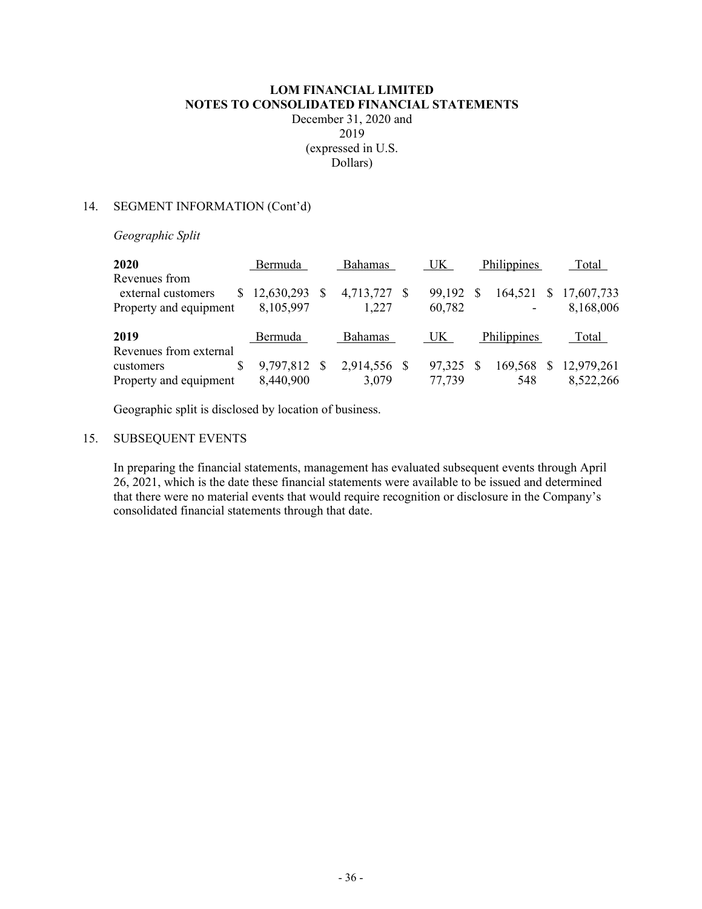**LOM FINANCIAL LIMITED**
**NOTES TO CONSOLIDATED FINANCIAL STATEMENTS**
December 31, 2020 and 2019
(expressed in U.S. Dollars)

14. SEGMENT INFORMATION (Cont'd)

*Geographic Split*

| **2020** | Bermuda | Bahamas | UK | Philippines | Total |
|---|---|---|---|---|---|
| Revenues from external customers | $ 12,630,293 | $ 4,713,727 | $ 99,192 | $ 164,521 | $ 17,607,733 |
| Property and equipment | 8,105,997 | 1,227 | 60,782 | - | 8,168,006 |

| **2019** | Bermuda | Bahamas | UK | Philippines | Total |
|---|---|---|---|---|---|
| Revenues from external customers | $ 9,797,812 | $ 2,914,556 | $ 97,325 | $ 169,568 | $ 12,979,261 |
| Property and equipment | 8,440,900 | 3,079 | 77,739 | 548 | 8,522,266 |

Geographic split is disclosed by location of business.

15. SUBSEQUENT EVENTS

In preparing the financial statements, management has evaluated subsequent events through April 26, 2021, which is the date these financial statements were available to be issued and determined that there were no material events that would require recognition or disclosure in the Company's consolidated financial statements through that date.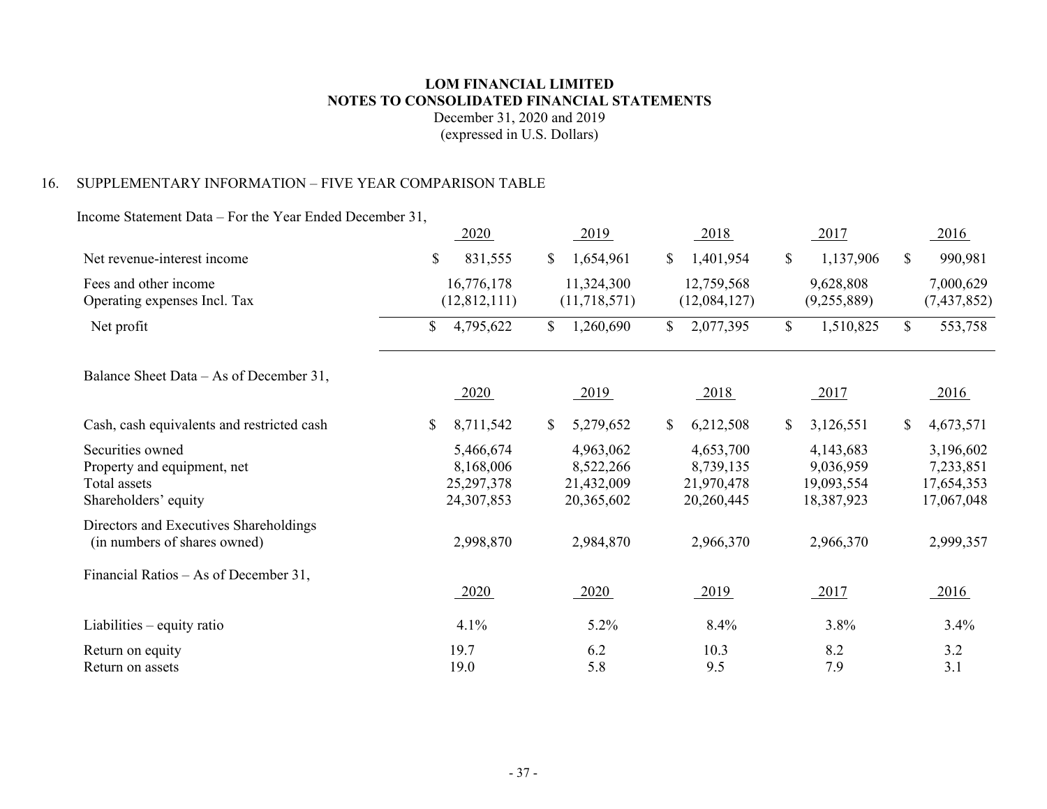**LOM FINANCIAL LIMITED**
**NOTES TO CONSOLIDATED FINANCIAL STATEMENTS**
December 31, 2020 and 2019
(expressed in U.S. Dollars)

16. SUPPLEMENTARY INFORMATION – FIVE YEAR COMPARISON TABLE

Income Statement Data – For the Year Ended December 31,

| | 2020 | 2019 | 2018 | 2017 | 2016 |
|---|---|---|---|---|---|
| Net revenue-interest income | $ 831,555 | $ 1,654,961 | $ 1,401,954 | $ 1,137,906 | $ 990,981 |
| Fees and other income | 16,776,178 | 11,324,300 | 12,759,568 | 9,628,808 | 7,000,629 |
| Operating expenses Incl. Tax | (12,812,111) | (11,718,571) | (12,084,127) | (9,255,889) | (7,437,852) |
| Net profit | $ 4,795,622 | $ 1,260,690 | $ 2,077,395 | $ 1,510,825 | $ 553,758 |

Balance Sheet Data – As of December 31,

| | 2020 | 2019 | 2018 | 2017 | 2016 |
|---|---|---|---|---|---|
| Cash, cash equivalents and restricted cash | $ 8,711,542 | $ 5,279,652 | $ 6,212,508 | $ 3,126,551 | $ 4,673,571 |
| Securities owned | 5,466,674 | 4,963,062 | 4,653,700 | 4,143,683 | 3,196,602 |
| Property and equipment, net | 8,168,006 | 8,522,266 | 8,739,135 | 9,036,959 | 7,233,851 |
| Total assets | 25,297,378 | 21,432,009 | 21,970,478 | 19,093,554 | 17,654,353 |
| Shareholders' equity | 24,307,853 | 20,365,602 | 20,260,445 | 18,387,923 | 17,067,048 |
| Directors and Executives Shareholdings (in numbers of shares owned) | 2,998,870 | 2,984,870 | 2,966,370 | 2,966,370 | 2,999,357 |

Financial Ratios – As of December 31,

| | 2020 | 2020 | 2019 | 2017 | 2016 |
|---|---|---|---|---|---|
| Liabilities – equity ratio | 4.1% | 5.2% | 8.4% | 3.8% | 3.4% |
| Return on equity | 19.7 | 6.2 | 10.3 | 8.2 | 3.2 |
| Return on assets | 19.0 | 5.8 | 9.5 | 7.9 | 3.1 |